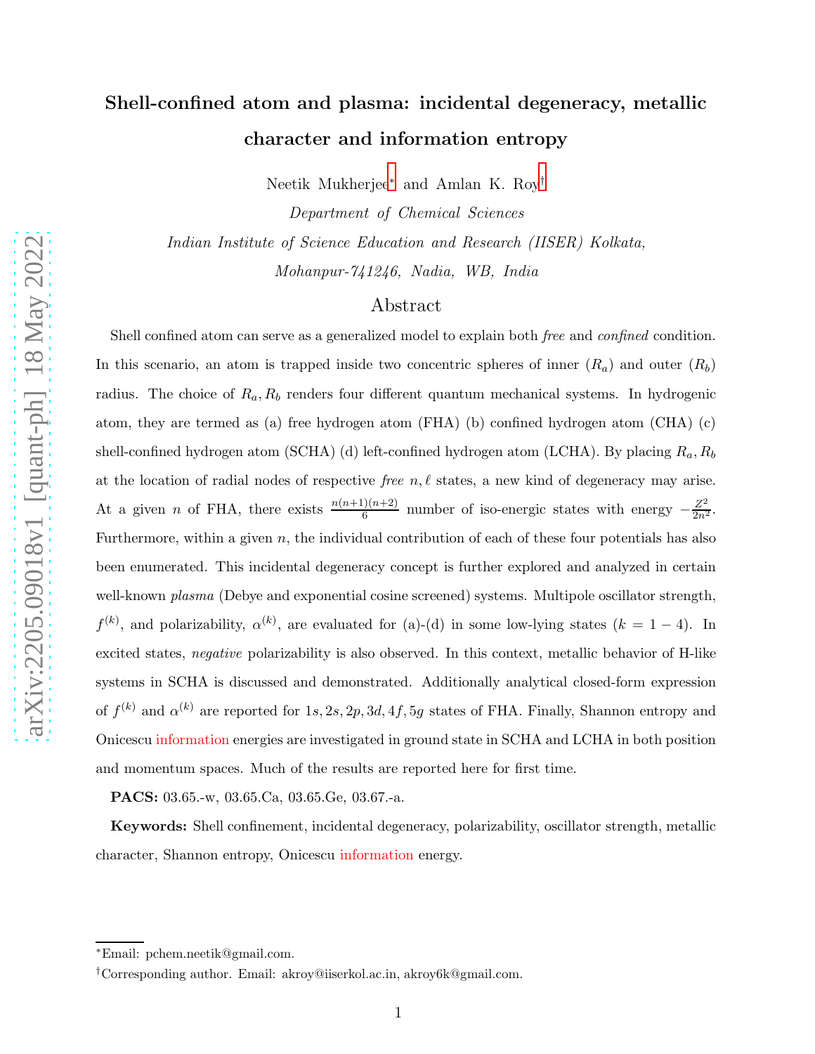# Shell-confined atom and plasma: incidental degeneracy, metallic character and information entropy

Neetik Mukherjee[*] and Amlan K. Roy[†]

*Department of Chemical Sciences*

*Indian Institute of Science Education and Research (IISER) Kolkata,*

*Mohanpur-741246, Nadia, WB, India*

## Abstract

Shell confined atom can serve as a generalized model to explain both *free* and *confined* condition. In this scenario, an atom is trapped inside two concentric spheres of inner ($R_a$) and outer ($R_b$) radius. The choice of $R_a, R_b$ renders four different quantum mechanical systems. In hydrogenic atom, they are termed as (a) free hydrogen atom (FHA) (b) confined hydrogen atom (CHA) (c) shell-confined hydrogen atom (SCHA) (d) left-confined hydrogen atom (LCHA). By placing $R_a, R_b$ at the location of radial nodes of respective *free* $n, \ell$ states, a new kind of degeneracy may arise. At a given $n$ of FHA, there exists $\frac{n(n+1)(n+2)}{6}$ number of iso-energic states with energy $-\frac{Z^2}{2n^2}$. Furthermore, within a given $n$, the individual contribution of each of these four potentials has also been enumerated. This incidental degeneracy concept is further explored and analyzed in certain well-known *plasma* (Debye and exponential cosine screened) systems. Multipole oscillator strength, $f^{(k)}$, and polarizability, $\alpha^{(k)}$, are evaluated for (a)-(d) in some low-lying states ($k = 1-4$). In excited states, *negative* polarizability is also observed. In this context, metallic behavior of H-like systems in SCHA is discussed and demonstrated. Additionally analytical closed-form expression of $f^{(k)}$ and $\alpha^{(k)}$ are reported for $1s, 2s, 2p, 3d, 4f, 5g$ states of FHA. Finally, Shannon entropy and Onicescu information energies are investigated in ground state in SCHA and LCHA in both position and momentum spaces. Much of the results are reported here for first time.

**PACS:** 03.65.-w, 03.65.Ca, 03.65.Ge, 03.67.-a.

**Keywords:** Shell confinement, incidental degeneracy, polarizability, oscillator strength, metallic character, Shannon entropy, Onicescu information energy.

---

[*]Email: pchem.neetik@gmail.com.

[†]Corresponding author. Email: akroy@iiserkol.ac.in, akroy6k@gmail.com.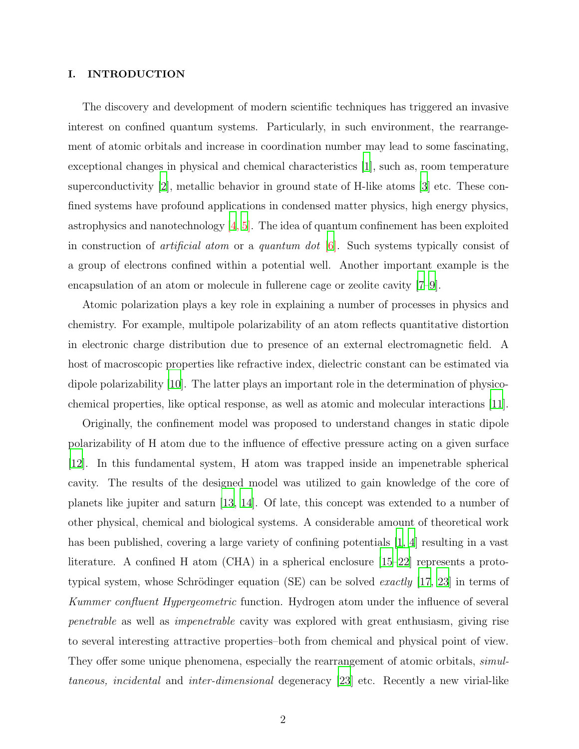## I. INTRODUCTION

The discovery and development of modern scientific techniques has triggered an invasive interest on confined quantum systems. Particularly, in such environment, the rearrangement of atomic orbitals and increase in coordination number may lead to some fascinating, exceptional changes in physical and chemical characteristics [1], such as, room temperature superconductivity [2], metallic behavior in ground state of H-like atoms [3] etc. These confined systems have profound applications in condensed matter physics, high energy physics, astrophysics and nanotechnology [4, 5]. The idea of quantum confinement has been exploited in construction of *artificial atom* or a *quantum dot* [6]. Such systems typically consist of a group of electrons confined within a potential well. Another important example is the encapsulation of an atom or molecule in fullerene cage or zeolite cavity [7–9].

Atomic polarization plays a key role in explaining a number of processes in physics and chemistry. For example, multipole polarizability of an atom reflects quantitative distortion in electronic charge distribution due to presence of an external electromagnetic field. A host of macroscopic properties like refractive index, dielectric constant can be estimated via dipole polarizability [10]. The latter plays an important role in the determination of physico-chemical properties, like optical response, as well as atomic and molecular interactions [11].

Originally, the confinement model was proposed to understand changes in static dipole polarizability of H atom due to the influence of effective pressure acting on a given surface [12]. In this fundamental system, H atom was trapped inside an impenetrable spherical cavity. The results of the designed model was utilized to gain knowledge of the core of planets like jupiter and saturn [13, 14]. Of late, this concept was extended to a number of other physical, chemical and biological systems. A considerable amount of theoretical work has been published, covering a large variety of confining potentials [1, 4] resulting in a vast literature. A confined H atom (CHA) in a spherical enclosure [15–22] represents a prototypical system, whose Schrödinger equation (SE) can be solved *exactly* [17, 23] in terms of *Kummer confluent Hypergeometric* function. Hydrogen atom under the influence of several *penetrable* as well as *impenetrable* cavity was explored with great enthusiasm, giving rise to several interesting attractive properties–both from chemical and physical point of view. They offer some unique phenomena, especially the rearrangement of atomic orbitals, *simultaneous, incidental* and *inter-dimensional* degeneracy [23] etc. Recently a new virial-like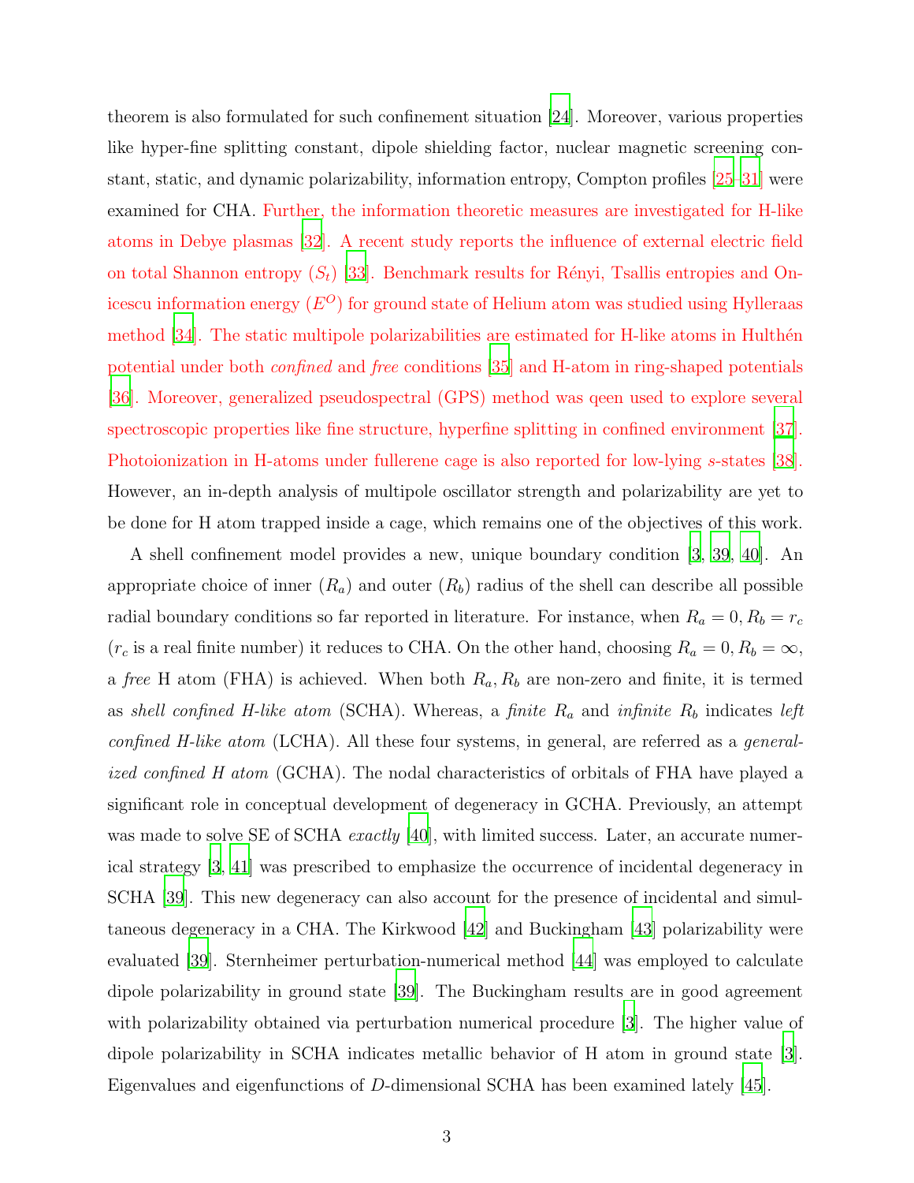theorem is also formulated for such confinement situation [24]. Moreover, various properties like hyper-fine splitting constant, dipole shielding factor, nuclear magnetic screening constant, static, and dynamic polarizability, information entropy, Compton profiles [25–31] were examined for CHA. Further, the information theoretic measures are investigated for H-like atoms in Debye plasmas [32]. A recent study reports the influence of external electric field on total Shannon entropy ($S_t$) [33]. Benchmark results for Rényi, Tsallis entropies and Onicescu information energy ($E^O$) for ground state of Helium atom was studied using Hylleraas method [34]. The static multipole polarizabilities are estimated for H-like atoms in Hulthén potential under both *confined* and *free* conditions [35] and H-atom in ring-shaped potentials [36]. Moreover, generalized pseudospectral (GPS) method was qeen used to explore several spectroscopic properties like fine structure, hyperfine splitting in confined environment [37]. Photoionization in H-atoms under fullerene cage is also reported for low-lying $s$-states [38]. However, an in-depth analysis of multipole oscillator strength and polarizability are yet to be done for H atom trapped inside a cage, which remains one of the objectives of this work.

A shell confinement model provides a new, unique boundary condition [3, 39, 40]. An appropriate choice of inner ($R_a$) and outer ($R_b$) radius of the shell can describe all possible radial boundary conditions so far reported in literature. For instance, when $R_a = 0, R_b = r_c$ ($r_c$ is a real finite number) it reduces to CHA. On the other hand, choosing $R_a = 0, R_b = \infty$, a *free* H atom (FHA) is achieved. When both $R_a, R_b$ are non-zero and finite, it is termed as *shell confined H-like atom* (SCHA). Whereas, a *finite* $R_a$ and *infinite* $R_b$ indicates *left confined H-like atom* (LCHA). All these four systems, in general, are referred as a *generalized confined H atom* (GCHA). The nodal characteristics of orbitals of FHA have played a significant role in conceptual development of degeneracy in GCHA. Previously, an attempt was made to solve SE of SCHA *exactly* [40], with limited success. Later, an accurate numerical strategy [3, 41] was prescribed to emphasize the occurrence of incidental degeneracy in SCHA [39]. This new degeneracy can also account for the presence of incidental and simultaneous degeneracy in a CHA. The Kirkwood [42] and Buckingham [43] polarizability were evaluated [39]. Sternheimer perturbation-numerical method [44] was employed to calculate dipole polarizability in ground state [39]. The Buckingham results are in good agreement with polarizability obtained via perturbation numerical procedure [3]. The higher value of dipole polarizability in SCHA indicates metallic behavior of H atom in ground state [3]. Eigenvalues and eigenfunctions of $D$-dimensional SCHA has been examined lately [45].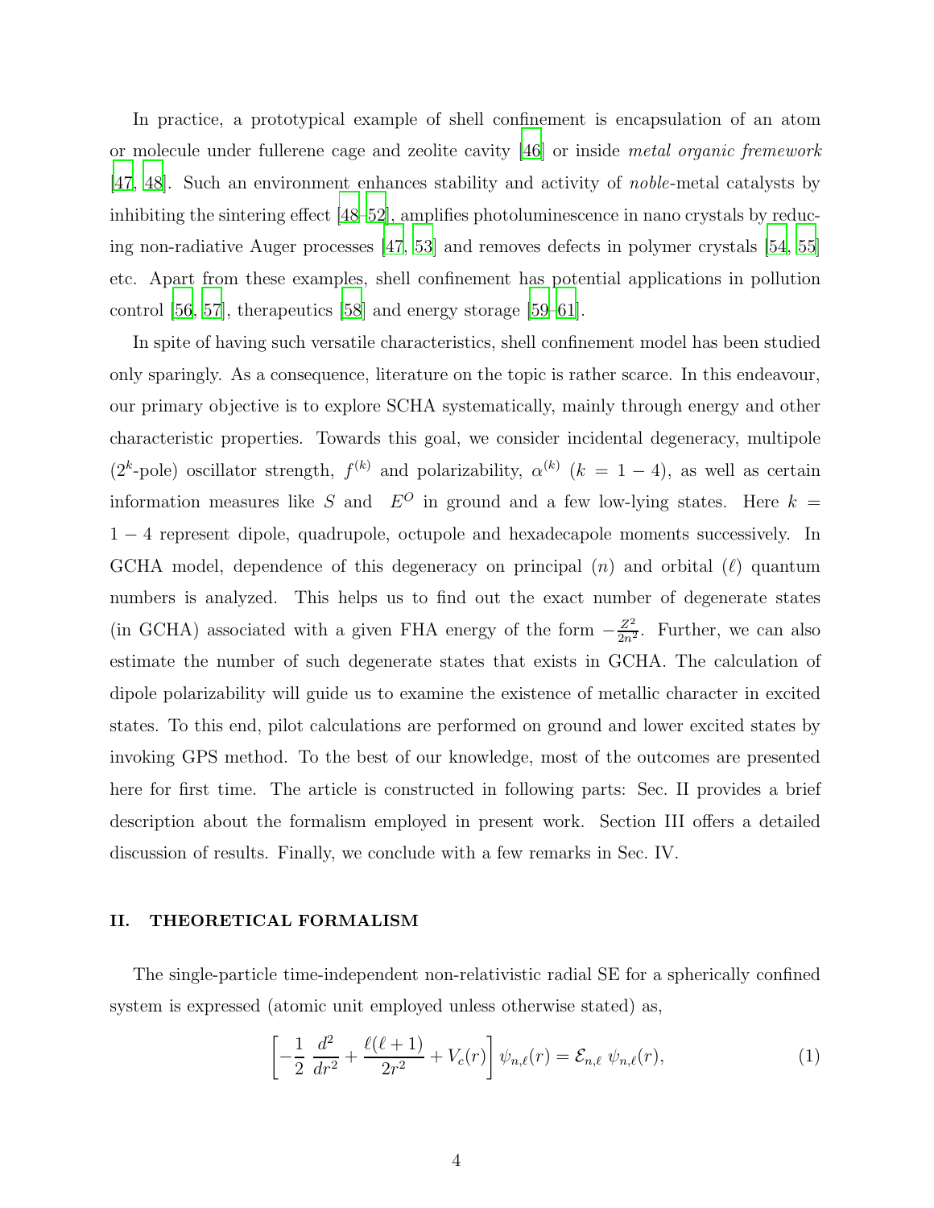In practice, a prototypical example of shell confinement is encapsulation of an atom or molecule under fullerene cage and zeolite cavity [46] or inside *metal organic fremework* [47, 48]. Such an environment enhances stability and activity of *noble*-metal catalysts by inhibiting the sintering effect [48–52], amplifies photoluminescence in nano crystals by reducing non-radiative Auger processes [47, 53] and removes defects in polymer crystals [54, 55] etc. Apart from these examples, shell confinement has potential applications in pollution control [56, 57], therapeutics [58] and energy storage [59–61].

In spite of having such versatile characteristics, shell confinement model has been studied only sparingly. As a consequence, literature on the topic is rather scarce. In this endeavour, our primary objective is to explore SCHA systematically, mainly through energy and other characteristic properties. Towards this goal, we consider incidental degeneracy, multipole ($2^k$-pole) oscillator strength, $f^{(k)}$ and polarizability, $\alpha^{(k)}$ ($k = 1-4$), as well as certain information measures like $S$ and $E^O$ in ground and a few low-lying states. Here $k = 1-4$ represent dipole, quadrupole, octupole and hexadecapole moments successively. In GCHA model, dependence of this degeneracy on principal ($n$) and orbital ($\ell$) quantum numbers is analyzed. This helps us to find out the exact number of degenerate states (in GCHA) associated with a given FHA energy of the form $-\frac{Z^2}{2n^2}$. Further, we can also estimate the number of such degenerate states that exists in GCHA. The calculation of dipole polarizability will guide us to examine the existence of metallic character in excited states. To this end, pilot calculations are performed on ground and lower excited states by invoking GPS method. To the best of our knowledge, most of the outcomes are presented here for first time. The article is constructed in following parts: Sec. II provides a brief description about the formalism employed in present work. Section III offers a detailed discussion of results. Finally, we conclude with a few remarks in Sec. IV.

## II. THEORETICAL FORMALISM

The single-particle time-independent non-relativistic radial SE for a spherically confined system is expressed (atomic unit employed unless otherwise stated) as,

$$\left[-\frac{1}{2}\,\frac{d^2}{dr^2} + \frac{\ell(\ell+1)}{2r^2} + V_c(r)\right]\psi_{n,\ell}(r) = \mathcal{E}_{n,\ell}\;\psi_{n,\ell}(r), \tag{1}$$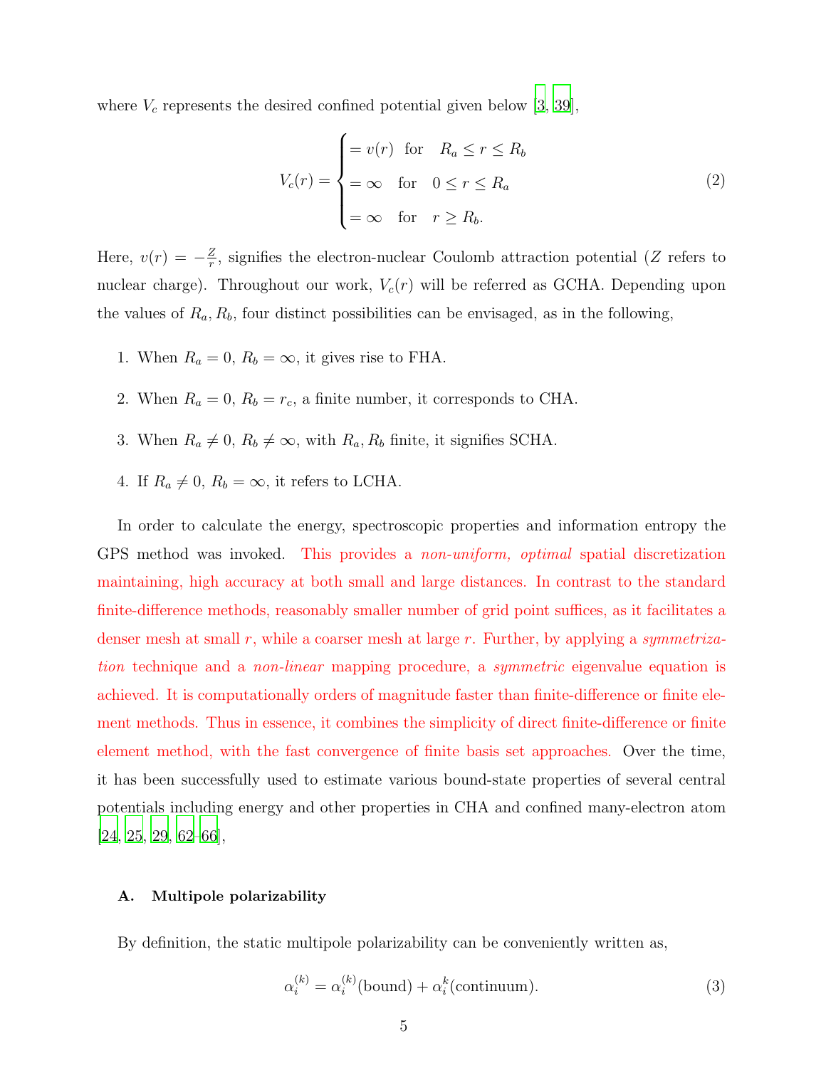where $V_c$ represents the desired confined potential given below [3, 39],

$$
V_c(r) = \begin{cases} = v(r) & \text{for} \quad R_a \le r \le R_b \\ = \infty & \text{for} \quad 0 \le r \le R_a \\ = \infty & \text{for} \quad r \ge R_b. \end{cases} \tag{2}
$$

Here, $v(r) = -\frac{Z}{r}$, signifies the electron-nuclear Coulomb attraction potential ($Z$ refers to nuclear charge). Throughout our work, $V_c(r)$ will be referred as GCHA. Depending upon the values of $R_a, R_b$, four distinct possibilities can be envisaged, as in the following,

1. When $R_a = 0$, $R_b = \infty$, it gives rise to FHA.
2. When $R_a = 0$, $R_b = r_c$, a finite number, it corresponds to CHA.
3. When $R_a \neq 0$, $R_b \neq \infty$, with $R_a, R_b$ finite, it signifies SCHA.
4. If $R_a \neq 0$, $R_b = \infty$, it refers to LCHA.

In order to calculate the energy, spectroscopic properties and information entropy the GPS method was invoked. This provides a *non-uniform, optimal* spatial discretization maintaining, high accuracy at both small and large distances. In contrast to the standard finite-difference methods, reasonably smaller number of grid point suffices, as it facilitates a denser mesh at small $r$, while a coarser mesh at large $r$. Further, by applying a *symmetrization* technique and a *non-linear* mapping procedure, a *symmetric* eigenvalue equation is achieved. It is computationally orders of magnitude faster than finite-difference or finite element methods. Thus in essence, it combines the simplicity of direct finite-difference or finite element method, with the fast convergence of finite basis set approaches. Over the time, it has been successfully used to estimate various bound-state properties of several central potentials including energy and other properties in CHA and confined many-electron atom [24, 25, 29, 62–66],

### A. Multipole polarizability

By definition, the static multipole polarizability can be conveniently written as,

$$
\alpha_i^{(k)} = \alpha_i^{(k)}(\text{bound}) + \alpha_i^{k}(\text{continuum}). \tag{3}
$$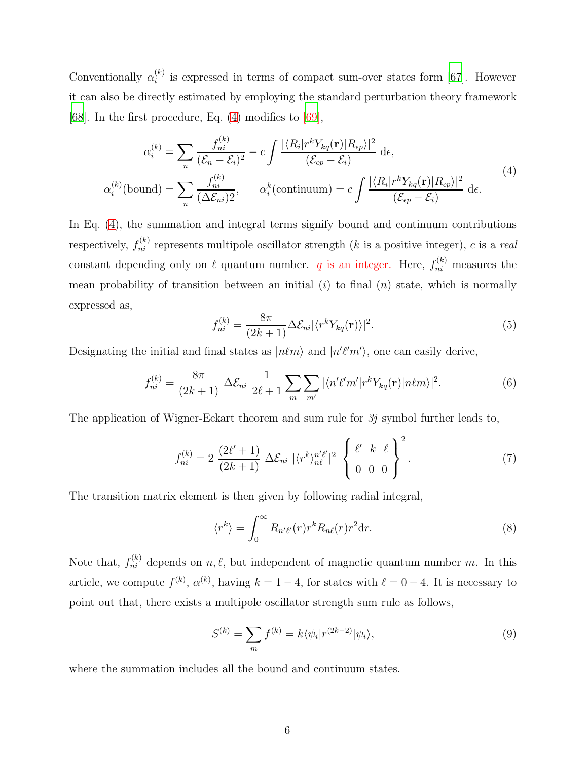Conventionally $\alpha_i^{(k)}$ is expressed in terms of compact sum-over states form [67]. However it can also be directly estimated by employing the standard perturbation theory framework [68]. In the first procedure, Eq. (4) modifies to [69],

$$
\begin{aligned}
\alpha_i^{(k)} &= \sum_n \frac{f_{ni}^{(k)}}{(\mathcal{E}_n - \mathcal{E}_i)^2} - c \int \frac{|\langle R_i | r^k Y_{kq}(\mathbf{r}) | R_{\epsilon p}\rangle|^2}{(\mathcal{E}_{\epsilon p} - \mathcal{E}_i)} \, \mathrm{d}\epsilon, \\
\alpha_i^{(k)}(\text{bound}) &= \sum_n \frac{f_{ni}^{(k)}}{(\Delta\mathcal{E}_{ni})2}, \qquad \alpha_i^{k}(\text{continuum}) = c \int \frac{|\langle R_i | r^k Y_{kq}(\mathbf{r}) | R_{\epsilon p}\rangle|^2}{(\mathcal{E}_{\epsilon p} - \mathcal{E}_i)} \, \mathrm{d}\epsilon.
\end{aligned}
\tag{4}
$$

In Eq. (4), the summation and integral terms signify bound and continuum contributions respectively, $f_{ni}^{(k)}$ represents multipole oscillator strength ($k$ is a positive integer), $c$ is a *real* constant depending only on $\ell$ quantum number. $q$ is an integer. Here, $f_{ni}^{(k)}$ measures the mean probability of transition between an initial ($i$) to final ($n$) state, which is normally expressed as,

$$
f_{ni}^{(k)} = \frac{8\pi}{(2k+1)} \Delta\mathcal{E}_{ni} |\langle r^k Y_{kq}(\mathbf{r})\rangle|^2. \tag{5}
$$

Designating the initial and final states as $|n\ell m\rangle$ and $|n'\ell' m'\rangle$, one can easily derive,

$$
f_{ni}^{(k)} = \frac{8\pi}{(2k+1)} \, \Delta\mathcal{E}_{ni} \, \frac{1}{2\ell+1} \sum_m \sum_{m'} |\langle n'\ell' m' | r^k Y_{kq}(\mathbf{r}) | n\ell m\rangle|^2. \tag{6}
$$

The application of Wigner-Eckart theorem and sum rule for *3j* symbol further leads to,

$$
f_{ni}^{(k)} = 2 \, \frac{(2\ell'+1)}{(2k+1)} \, \Delta\mathcal{E}_{ni} \, |\langle r^k \rangle_{n\ell}^{n'\ell'}|^2 \, \begin{Bmatrix} \ell' & k & \ell \\ 0 & 0 & 0 \end{Bmatrix}^2. \tag{7}
$$

The transition matrix element is then given by following radial integral,

$$
\langle r^k \rangle = \int_0^\infty R_{n'\ell'}(r) r^k R_{n\ell}(r) r^2 \mathrm{d}r. \tag{8}
$$

Note that, $f_{ni}^{(k)}$ depends on $n, \ell$, but independent of magnetic quantum number $m$. In this article, we compute $f^{(k)}$, $\alpha^{(k)}$, having $k = 1-4$, for states with $\ell = 0-4$. It is necessary to point out that, there exists a multipole oscillator strength sum rule as follows,

$$
S^{(k)} = \sum_m f^{(k)} = k \langle \psi_i | r^{(2k-2)} | \psi_i \rangle, \tag{9}
$$

where the summation includes all the bound and continuum states.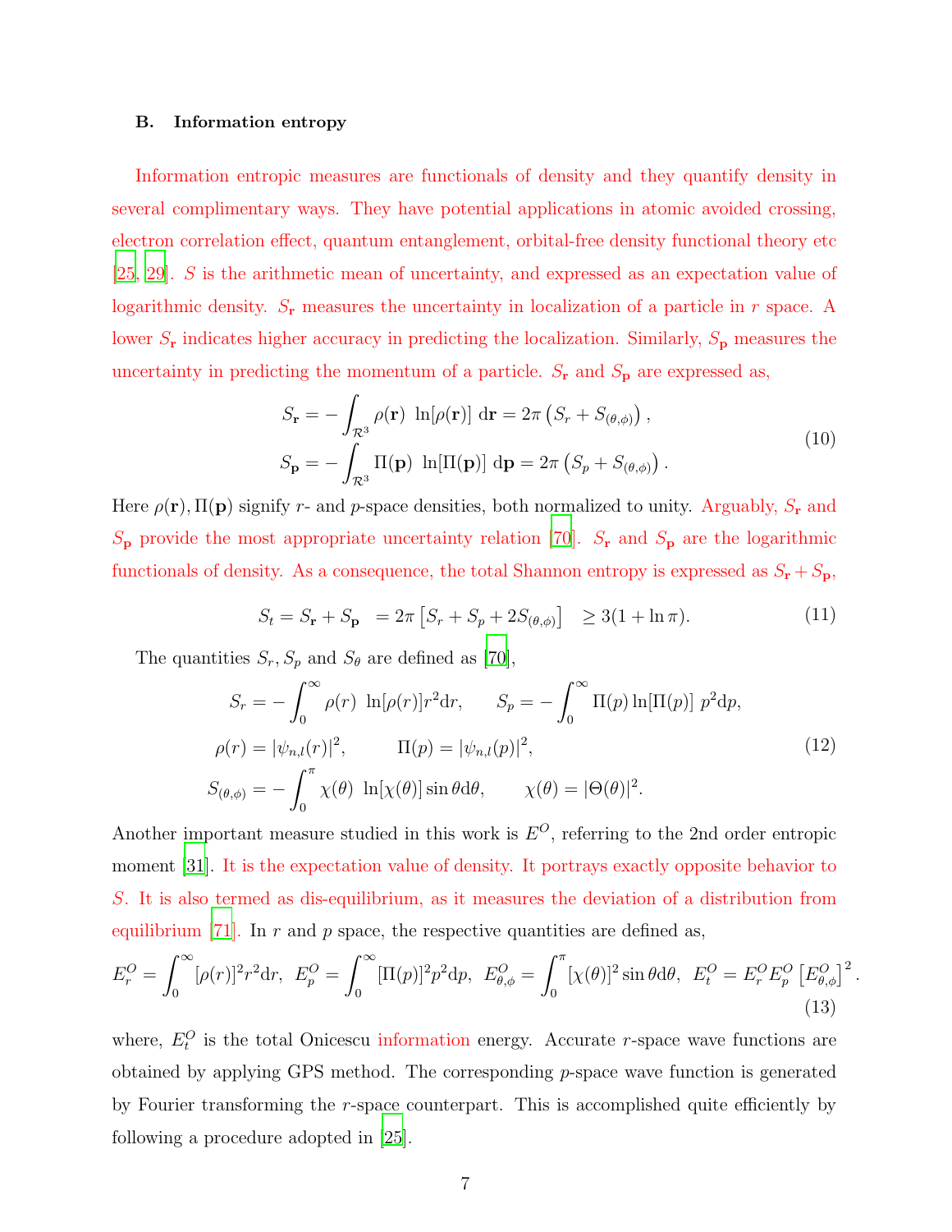### B. Information entropy

Information entropic measures are functionals of density and they quantify density in several complimentary ways. They have potential applications in atomic avoided crossing, electron correlation effect, quantum entanglement, orbital-free density functional theory etc [25, 29]. $S$ is the arithmetic mean of uncertainty, and expressed as an expectation value of logarithmic density. $S_{\mathbf{r}}$ measures the uncertainty in localization of a particle in $r$ space. A lower $S_{\mathbf{r}}$ indicates higher accuracy in predicting the localization. Similarly, $S_{\mathbf{p}}$ measures the uncertainty in predicting the momentum of a particle. $S_{\mathbf{r}}$ and $S_{\mathbf{p}}$ are expressed as,

$$
\begin{aligned}
S_{\mathbf{r}} &= -\int_{\mathcal{R}^3} \rho(\mathbf{r}) \ \ln[\rho(\mathbf{r})] \ \mathrm{d}\mathbf{r} = 2\pi \left(S_r + S_{(\theta,\phi)}\right), \\
S_{\mathbf{p}} &= -\int_{\mathcal{R}^3} \Pi(\mathbf{p}) \ \ln[\Pi(\mathbf{p})] \ \mathrm{d}\mathbf{p} = 2\pi \left(S_p + S_{(\theta,\phi)}\right).
\end{aligned}
\tag{10}
$$

Here $\rho(\mathbf{r}), \Pi(\mathbf{p})$ signify $r$- and $p$-space densities, both normalized to unity. Arguably, $S_{\mathbf{r}}$ and $S_{\mathbf{p}}$ provide the most appropriate uncertainty relation [70]. $S_{\mathbf{r}}$ and $S_{\mathbf{p}}$ are the logarithmic functionals of density. As a consequence, the total Shannon entropy is expressed as $S_{\mathbf{r}} + S_{\mathbf{p}}$,

$$
S_t = S_{\mathbf{r}} + S_{\mathbf{p}} \ \ = 2\pi \left[S_r + S_p + 2S_{(\theta,\phi)}\right] \ \ \geq 3(1 + \ln \pi). \tag{11}
$$

The quantities $S_r, S_p$ and $S_\theta$ are defined as [70],

$$
\begin{aligned}
S_r &= -\int_0^\infty \rho(r) \ \ln[\rho(r)] r^2 \mathrm{d}r, \qquad S_p = -\int_0^\infty \Pi(p) \ln[\Pi(p)] \ p^2 \mathrm{d}p, \\
\rho(r) &= |\psi_{n,l}(r)|^2, \qquad \quad \Pi(p) = |\psi_{n,l}(p)|^2, \\
S_{(\theta,\phi)} &= -\int_0^\pi \chi(\theta) \ \ln[\chi(\theta)] \sin\theta \mathrm{d}\theta, \qquad \chi(\theta) = |\Theta(\theta)|^2.
\end{aligned}
\tag{12}
$$

Another important measure studied in this work is $E^O$, referring to the 2nd order entropic moment [31]. It is the expectation value of density. It portrays exactly opposite behavior to $S$. It is also termed as dis-equilibrium, as it measures the deviation of a distribution from equilibrium [71]. In $r$ and $p$ space, the respective quantities are defined as,

$$
E_r^O = \int_0^\infty [\rho(r)]^2 r^2 \mathrm{d}r, \ \ E_p^O = \int_0^\infty [\Pi(p)]^2 p^2 \mathrm{d}p, \ \ E_{\theta,\phi}^O = \int_0^\pi [\chi(\theta)]^2 \sin\theta \mathrm{d}\theta, \ \ E_t^O = E_r^O E_p^O \left[E_{\theta,\phi}^O\right]^2. \tag{13}
$$

where, $E_t^O$ is the total Onicescu information energy. Accurate $r$-space wave functions are obtained by applying GPS method. The corresponding $p$-space wave function is generated by Fourier transforming the $r$-space counterpart. This is accomplished quite efficiently by following a procedure adopted in [25].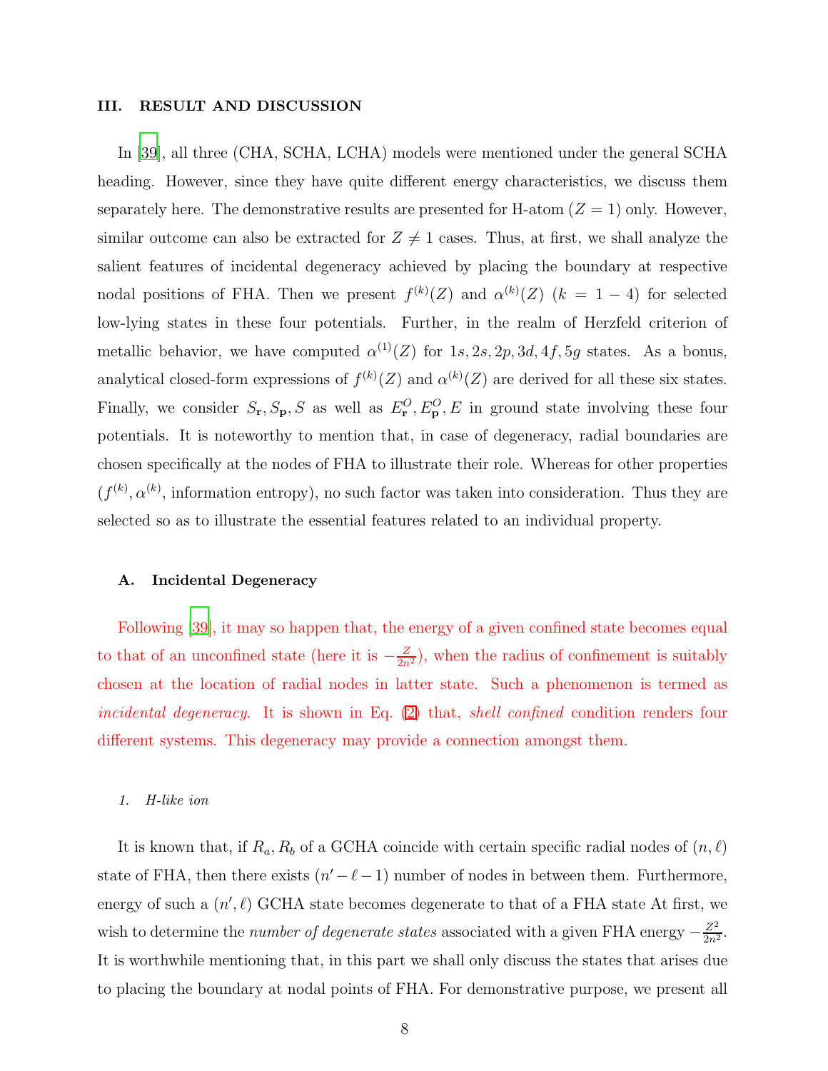## III. RESULT AND DISCUSSION

In [39], all three (CHA, SCHA, LCHA) models were mentioned under the general SCHA heading. However, since they have quite different energy characteristics, we discuss them separately here. The demonstrative results are presented for H-atom ($Z = 1$) only. However, similar outcome can also be extracted for $Z \neq 1$ cases. Thus, at first, we shall analyze the salient features of incidental degeneracy achieved by placing the boundary at respective nodal positions of FHA. Then we present $f^{(k)}(Z)$ and $\alpha^{(k)}(Z)$ ($k = 1-4$) for selected low-lying states in these four potentials. Further, in the realm of Herzfeld criterion of metallic behavior, we have computed $\alpha^{(1)}(Z)$ for $1s, 2s, 2p, 3d, 4f, 5g$ states. As a bonus, analytical closed-form expressions of $f^{(k)}(Z)$ and $\alpha^{(k)}(Z)$ are derived for all these six states. Finally, we consider $S_{\mathbf{r}}, S_{\mathbf{p}}, S$ as well as $E^{O}_{\mathbf{r}}, E^{O}_{\mathbf{p}}, E$ in ground state involving these four potentials. It is noteworthy to mention that, in case of degeneracy, radial boundaries are chosen specifically at the nodes of FHA to illustrate their role. Whereas for other properties ($f^{(k)}, \alpha^{(k)}$, information entropy), no such factor was taken into consideration. Thus they are selected so as to illustrate the essential features related to an individual property.

### A. Incidental Degeneracy

Following [39], it may so happen that, the energy of a given confined state becomes equal to that of an unconfined state (here it is $-\frac{Z}{2n^2}$), when the radius of confinement is suitably chosen at the location of radial nodes in latter state. Such a phenomenon is termed as *incidental degeneracy*. It is shown in Eq. (2) that, *shell confined* condition renders four different systems. This degeneracy may provide a connection amongst them.

#### 1. H-like ion

It is known that, if $R_a, R_b$ of a GCHA coincide with certain specific radial nodes of $(n, \ell)$ state of FHA, then there exists $(n' - \ell - 1)$ number of nodes in between them. Furthermore, energy of such a $(n', \ell)$ GCHA state becomes degenerate to that of a FHA state At first, we wish to determine the *number of degenerate states* associated with a given FHA energy $-\frac{Z^2}{2n^2}$. It is worthwhile mentioning that, in this part we shall only discuss the states that arises due to placing the boundary at nodal points of FHA. For demonstrative purpose, we present all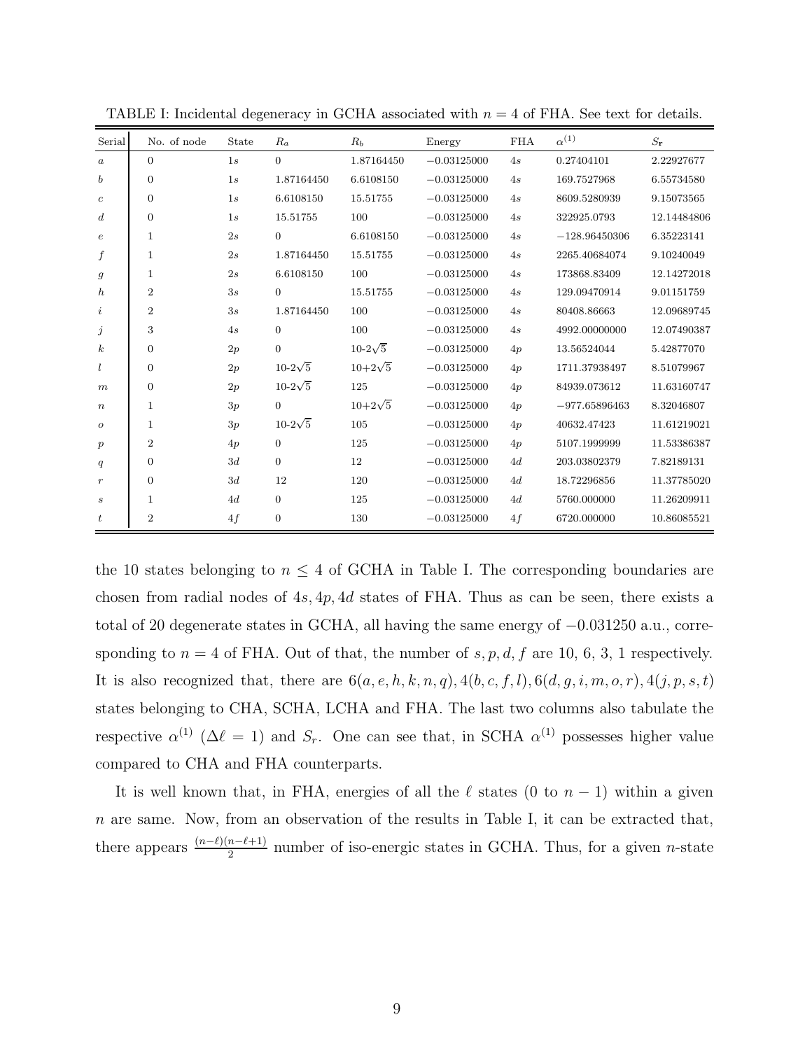TABLE I: Incidental degeneracy in GCHA associated with $n = 4$ of FHA. See text for details.

| Serial | No. of node | State | $R_a$ | $R_b$ | Energy | FHA | $\alpha^{(1)}$ | $S_{\mathbf{r}}$ |
|---|---|---|---|---|---|---|---|---|
| $a$ | 0 | $1s$ | 0 | 1.87164450 | $-0.03125000$ | $4s$ | 0.27404101 | 2.22927677 |
| $b$ | 0 | $1s$ | 1.87164450 | 6.6108150 | $-0.03125000$ | $4s$ | 169.7527968 | 6.55734580 |
| $c$ | 0 | $1s$ | 6.6108150 | 15.51755 | $-0.03125000$ | $4s$ | 8609.5280939 | 9.15073565 |
| $d$ | 0 | $1s$ | 15.51755 | 100 | $-0.03125000$ | $4s$ | 322925.0793 | 12.14484806 |
| $e$ | 1 | $2s$ | 0 | 6.6108150 | $-0.03125000$ | $4s$ | $-128.96450306$ | 6.35223141 |
| $f$ | 1 | $2s$ | 1.87164450 | 15.51755 | $-0.03125000$ | $4s$ | 2265.40684074 | 9.10240049 |
| $g$ | 1 | $2s$ | 6.6108150 | 100 | $-0.03125000$ | $4s$ | 173868.83409 | 12.14272018 |
| $h$ | 2 | $3s$ | 0 | 15.51755 | $-0.03125000$ | $4s$ | 129.09470914 | 9.01151759 |
| $i$ | 2 | $3s$ | 1.87164450 | 100 | $-0.03125000$ | $4s$ | 80408.86663 | 12.09689745 |
| $j$ | 3 | $4s$ | 0 | 100 | $-0.03125000$ | $4s$ | 4992.00000000 | 12.07490387 |
| $k$ | 0 | $2p$ | 0 | $10\text{-}2\sqrt{5}$ | $-0.03125000$ | $4p$ | 13.56524044 | 5.42877070 |
| $l$ | 0 | $2p$ | $10\text{-}2\sqrt{5}$ | $10\text{+}2\sqrt{5}$ | $-0.03125000$ | $4p$ | 1711.37938497 | 8.51079967 |
| $m$ | 0 | $2p$ | $10\text{-}2\sqrt{5}$ | 125 | $-0.03125000$ | $4p$ | 84939.073612 | 11.63160747 |
| $n$ | 1 | $3p$ | 0 | $10\text{+}2\sqrt{5}$ | $-0.03125000$ | $4p$ | $-977.65896463$ | 8.32046807 |
| $o$ | 1 | $3p$ | $10\text{-}2\sqrt{5}$ | 105 | $-0.03125000$ | $4p$ | 40632.47423 | 11.61219021 |
| $p$ | 2 | $4p$ | 0 | 125 | $-0.03125000$ | $4p$ | 5107.1999999 | 11.53386387 |
| $q$ | 0 | $3d$ | 0 | 12 | $-0.03125000$ | $4d$ | 203.03802379 | 7.82189131 |
| $r$ | 0 | $3d$ | 12 | 120 | $-0.03125000$ | $4d$ | 18.72296856 | 11.37785020 |
| $s$ | 1 | $4d$ | 0 | 125 | $-0.03125000$ | $4d$ | 5760.000000 | 11.26209911 |
| $t$ | 2 | $4f$ | 0 | 130 | $-0.03125000$ | $4f$ | 6720.000000 | 10.86085521 |

the 10 states belonging to $n \leq 4$ of GCHA in Table I. The corresponding boundaries are chosen from radial nodes of $4s, 4p, 4d$ states of FHA. Thus as can be seen, there exists a total of 20 degenerate states in GCHA, all having the same energy of $-0.031250$ a.u., corresponding to $n = 4$ of FHA. Out of that, the number of $s, p, d, f$ are 10, 6, 3, 1 respectively. It is also recognized that, there are $6(a, e, h, k, n, q), 4(b, c, f, l), 6(d, g, i, m, o, r), 4(j, p, s, t)$ states belonging to CHA, SCHA, LCHA and FHA. The last two columns also tabulate the respective $\alpha^{(1)}$ ($\Delta\ell = 1$) and $S_r$. One can see that, in SCHA $\alpha^{(1)}$ possesses higher value compared to CHA and FHA counterparts.

It is well known that, in FHA, energies of all the $\ell$ states (0 to $n-1$) within a given $n$ are same. Now, from an observation of the results in Table I, it can be extracted that, there appears $\frac{(n-\ell)(n-\ell+1)}{2}$ number of iso-energic states in GCHA. Thus, for a given $n$-state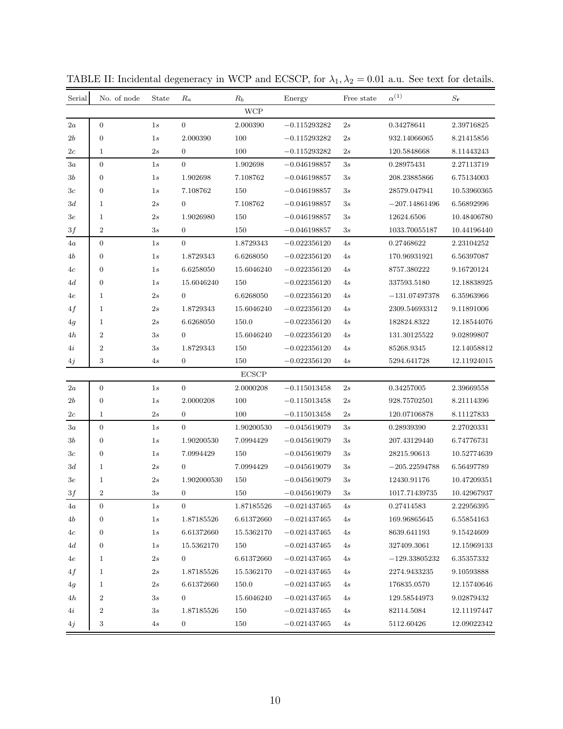TABLE II: Incidental degeneracy in WCP and ECSCP, for $\lambda_1, \lambda_2 = 0.01$ a.u. See text for details.

| Serial | No. of node | State | $R_a$ | $R_b$ | Energy | Free state | $\alpha^{(1)}$ | $S_{\mathbf{r}}$ |
|---|---|---|---|---|---|---|---|---|
| | | | | WCP | | | | |
| $2a$ | 0 | $1s$ | 0 | 2.000390 | $-0.115293282$ | $2s$ | 0.34278641 | 2.39716825 |
| $2b$ | 0 | $1s$ | 2.000390 | 100 | $-0.115293282$ | $2s$ | 932.14066065 | 8.21415856 |
| $2c$ | 1 | $2s$ | 0 | 100 | $-0.115293282$ | $2s$ | 120.5848668 | 8.11443243 |
| $3a$ | 0 | $1s$ | 0 | 1.902698 | $-0.046198857$ | $3s$ | 0.28975431 | 2.27113719 |
| $3b$ | 0 | $1s$ | 1.902698 | 7.108762 | $-0.046198857$ | $3s$ | 208.23885866 | 6.75134003 |
| $3c$ | 0 | $1s$ | 7.108762 | 150 | $-0.046198857$ | $3s$ | 28579.047941 | 10.53960365 |
| $3d$ | 1 | $2s$ | 0 | 7.108762 | $-0.046198857$ | $3s$ | $-207.14861496$ | 6.56892996 |
| $3e$ | 1 | $2s$ | 1.9026980 | 150 | $-0.046198857$ | $3s$ | 12624.6506 | 10.48406780 |
| $3f$ | 2 | $3s$ | 0 | 150 | $-0.046198857$ | $3s$ | 1033.70055187 | 10.44196440 |
| $4a$ | 0 | $1s$ | 0 | 1.8729343 | $-0.022356120$ | $4s$ | 0.27468622 | 2.23104252 |
| $4b$ | 0 | $1s$ | 1.8729343 | 6.6268050 | $-0.022356120$ | $4s$ | 170.96931921 | 6.56397087 |
| $4c$ | 0 | $1s$ | 6.6258050 | 15.6046240 | $-0.022356120$ | $4s$ | 8757.380222 | 9.16720124 |
| $4d$ | 0 | $1s$ | 15.6046240 | 150 | $-0.022356120$ | $4s$ | 337593.5180 | 12.18838925 |
| $4e$ | 1 | $2s$ | 0 | 6.6268050 | $-0.022356120$ | $4s$ | $-131.07497378$ | 6.35963966 |
| $4f$ | 1 | $2s$ | 1.8729343 | 15.6046240 | $-0.022356120$ | $4s$ | 2309.54693312 | 9.11891006 |
| $4g$ | 1 | $2s$ | 6.6268050 | 150.0 | $-0.022356120$ | $4s$ | 182824.8322 | 12.18544076 |
| $4h$ | 2 | $3s$ | 0 | 15.6046240 | $-0.022356120$ | $4s$ | 131.30125522 | 9.02899807 |
| $4i$ | 2 | $3s$ | 1.8729343 | 150 | $-0.022356120$ | $4s$ | 85268.9345 | 12.14058812 |
| $4j$ | 3 | $4s$ | 0 | 150 | $-0.022356120$ | $4s$ | 5294.641728 | 12.11924015 |
| | | | | ECSCP | | | | |
| $2a$ | 0 | $1s$ | 0 | 2.0000208 | $-0.115013458$ | $2s$ | 0.34257005 | 2.39669558 |
| $2b$ | 0 | $1s$ | 2.0000208 | 100 | $-0.115013458$ | $2s$ | 928.75702501 | 8.21114396 |
| $2c$ | 1 | $2s$ | 0 | 100 | $-0.115013458$ | $2s$ | 120.07106878 | 8.11127833 |
| $3a$ | 0 | $1s$ | 0 | 1.90200530 | $-0.045619079$ | $3s$ | 0.28939390 | 2.27020331 |
| $3b$ | 0 | $1s$ | 1.90200530 | 7.0994429 | $-0.045619079$ | $3s$ | 207.43129440 | 6.74776731 |
| $3c$ | 0 | $1s$ | 7.0994429 | 150 | $-0.045619079$ | $3s$ | 28215.90613 | 10.52774639 |
| $3d$ | 1 | $2s$ | 0 | 7.0994429 | $-0.045619079$ | $3s$ | $-205.22594788$ | 6.56497789 |
| $3e$ | 1 | $2s$ | 1.902000530 | 150 | $-0.045619079$ | $3s$ | 12430.91176 | 10.47209351 |
| $3f$ | 2 | $3s$ | 0 | 150 | $-0.045619079$ | $3s$ | 1017.71439735 | 10.42967937 |
| $4a$ | 0 | $1s$ | 0 | 1.87185526 | $-0.021437465$ | $4s$ | 0.27414583 | 2.22956395 |
| $4b$ | 0 | $1s$ | 1.87185526 | 6.61372660 | $-0.021437465$ | $4s$ | 169.96865645 | 6.55854163 |
| $4c$ | 0 | $1s$ | 6.61372660 | 15.5362170 | $-0.021437465$ | $4s$ | 8639.641193 | 9.15424609 |
| $4d$ | 0 | $1s$ | 15.5362170 | 150 | $-0.021437465$ | $4s$ | 327409.3061 | 12.15969133 |
| $4e$ | 1 | $2s$ | 0 | 6.61372660 | $-0.021437465$ | $4s$ | $-129.33805232$ | 6.35357332 |
| $4f$ | 1 | $2s$ | 1.87185526 | 15.5362170 | $-0.021437465$ | $4s$ | 2274.9433235 | 9.10593888 |
| $4g$ | 1 | $2s$ | 6.61372660 | 150.0 | $-0.021437465$ | $4s$ | 176835.0570 | 12.15740646 |
| $4h$ | 2 | $3s$ | 0 | 15.6046240 | $-0.021437465$ | $4s$ | 129.58544973 | 9.02879432 |
| $4i$ | 2 | $3s$ | 1.87185526 | 150 | $-0.021437465$ | $4s$ | 82114.5084 | 12.11197447 |
| $4j$ | 3 | $4s$ | 0 | 150 | $-0.021437465$ | $4s$ | 5112.60426 | 12.09022342 |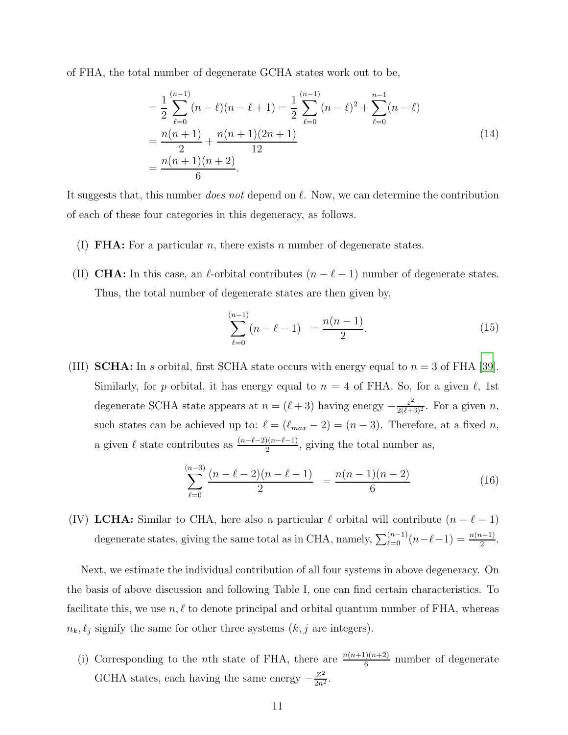of FHA, the total number of degenerate GCHA states work out to be,

$$
\begin{aligned}
&= \frac{1}{2}\sum_{\ell=0}^{(n-1)} (n-\ell)(n-\ell+1) = \frac{1}{2}\sum_{\ell=0}^{(n-1)} (n-\ell)^2 + \sum_{\ell=0}^{n-1}(n-\ell) \\
&= \frac{n(n+1)}{2} + \frac{n(n+1)(2n+1)}{12} \\
&= \frac{n(n+1)(n+2)}{6}.
\end{aligned}
\tag{14}
$$

It suggests that, this number *does not* depend on $\ell$. Now, we can determine the contribution of each of these four categories in this degeneracy, as follows.

(I) **FHA:** For a particular $n$, there exists $n$ number of degenerate states.

(II) **CHA:** In this case, an $\ell$-orbital contributes $(n-\ell-1)$ number of degenerate states. Thus, the total number of degenerate states are then given by,

$$
\sum_{\ell=0}^{(n-1)} (n-\ell-1) \;\; = \frac{n(n-1)}{2}. \tag{15}
$$

(III) **SCHA:** In $s$ orbital, first SCHA state occurs with energy equal to $n=3$ of FHA [39]. Similarly, for $p$ orbital, it has energy equal to $n=4$ of FHA. So, for a given $\ell$, 1st degenerate SCHA state appears at $n=(\ell+3)$ having energy $-\frac{z^2}{2(\ell+3)^2}$. For a given $n$, such states can be achieved up to: $\ell = (\ell_{max}-2) = (n-3)$. Therefore, at a fixed $n$, a given $\ell$ state contributes as $\frac{(n-\ell-2)(n-\ell-1)}{2}$, giving the total number as,

$$
\sum_{\ell=0}^{(n-3)} \frac{(n-\ell-2)(n-\ell-1)}{2} \;\; = \frac{n(n-1)(n-2)}{6} \tag{16}
$$

(IV) **LCHA:** Similar to CHA, here also a particular $\ell$ orbital will contribute $(n-\ell-1)$ degenerate states, giving the same total as in CHA, namely, $\sum_{\ell=0}^{(n-1)}(n-\ell-1) = \frac{n(n-1)}{2}$.

Next, we estimate the individual contribution of all four systems in above degeneracy. On the basis of above discussion and following Table I, one can find certain characteristics. To facilitate this, we use $n, \ell$ to denote principal and orbital quantum number of FHA, whereas $n_k, \ell_j$ signify the same for other three systems ($k, j$ are integers).

(i) Corresponding to the $n$th state of FHA, there are $\frac{n(n+1)(n+2)}{6}$ number of degenerate GCHA states, each having the same energy $-\frac{Z^2}{2n^2}$.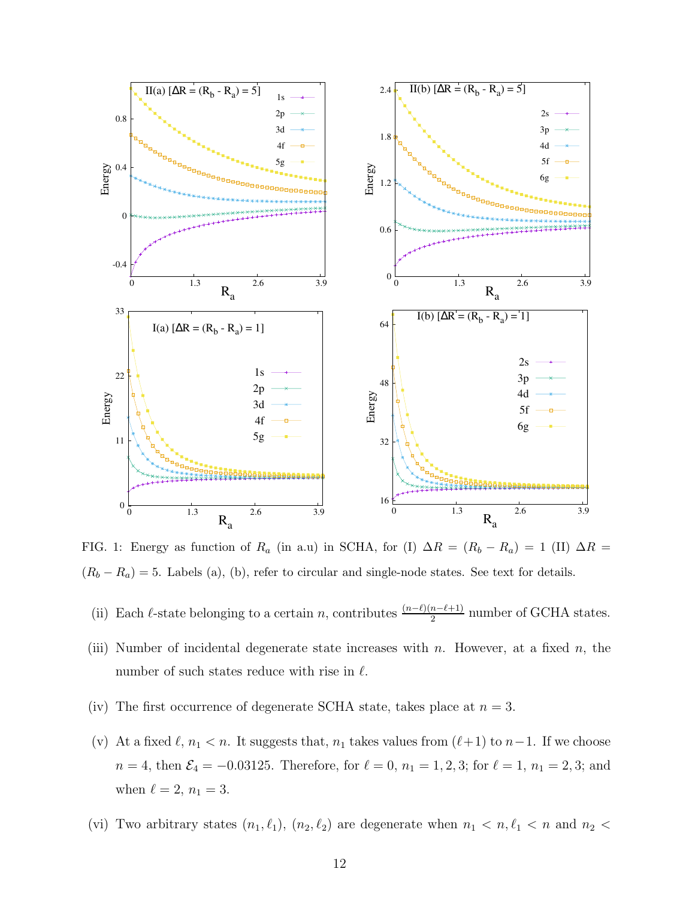FIG. 1: Energy as function of $R_a$ (in a.u) in SCHA, for (I) $\Delta R = (R_b - R_a) = 1$ (II) $\Delta R = (R_b - R_a) = 5$. Labels (a), (b), refer to circular and single-node states. See text for details.

(ii) Each $\ell$-state belonging to a certain $n$, contributes $\frac{(n-\ell)(n-\ell+1)}{2}$ number of GCHA states.

(iii) Number of incidental degenerate state increases with $n$. However, at a fixed $n$, the number of such states reduce with rise in $\ell$.

(iv) The first occurrence of degenerate SCHA state, takes place at $n = 3$.

(v) At a fixed $\ell$, $n_1 < n$. It suggests that, $n_1$ takes values from $(\ell+1)$ to $n-1$. If we choose $n = 4$, then $\mathcal{E}_4 = -0.03125$. Therefore, for $\ell = 0$, $n_1 = 1, 2, 3$; for $\ell = 1$, $n_1 = 2, 3$; and when $\ell = 2$, $n_1 = 3$.

(vi) Two arbitrary states $(n_1, \ell_1)$, $(n_2, \ell_2)$ are degenerate when $n_1 < n, \ell_1 < n$ and $n_2 <$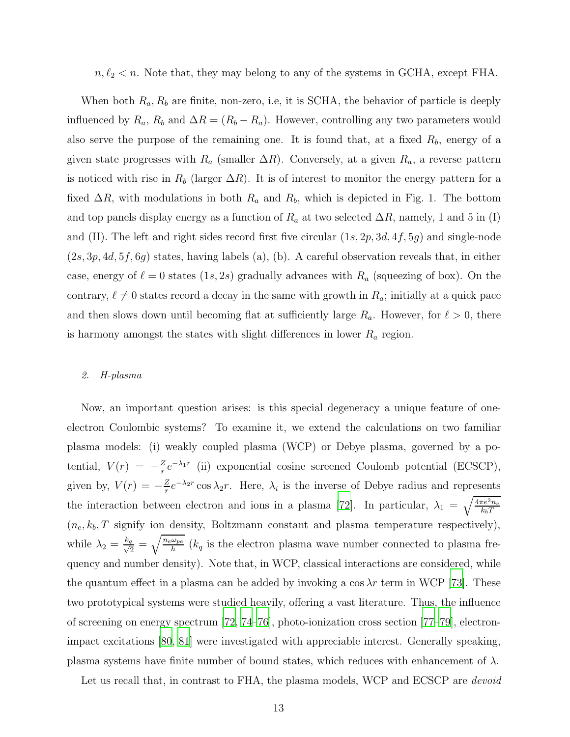$n, \ell_2 < n$. Note that, they may belong to any of the systems in GCHA, except FHA.

When both $R_a, R_b$ are finite, non-zero, i.e, it is SCHA, the behavior of particle is deeply influenced by $R_a$, $R_b$ and $\Delta R = (R_b - R_a)$. However, controlling any two parameters would also serve the purpose of the remaining one. It is found that, at a fixed $R_b$, energy of a given state progresses with $R_a$ (smaller $\Delta R$). Conversely, at a given $R_a$, a reverse pattern is noticed with rise in $R_b$ (larger $\Delta R$). It is of interest to monitor the energy pattern for a fixed $\Delta R$, with modulations in both $R_a$ and $R_b$, which is depicted in Fig. 1. The bottom and top panels display energy as a function of $R_a$ at two selected $\Delta R$, namely, 1 and 5 in (I) and (II). The left and right sides record first five circular ($1s, 2p, 3d, 4f, 5g$) and single-node ($2s, 3p, 4d, 5f, 6g$) states, having labels (a), (b). A careful observation reveals that, in either case, energy of $\ell = 0$ states ($1s, 2s$) gradually advances with $R_a$ (squeezing of box). On the contrary, $\ell \neq 0$ states record a decay in the same with growth in $R_a$; initially at a quick pace and then slows down until becoming flat at sufficiently large $R_a$. However, for $\ell > 0$, there is harmony amongst the states with slight differences in lower $R_a$ region.

*2. H-plasma*

Now, an important question arises: is this special degeneracy a unique feature of one-electron Coulombic systems? To examine it, we extend the calculations on two familiar plasma models: (i) weakly coupled plasma (WCP) or Debye plasma, governed by a potential, $V(r) = -\frac{Z}{r}e^{-\lambda_1 r}$ (ii) exponential cosine screened Coulomb potential (ECSCP), given by, $V(r) = -\frac{Z}{r}e^{-\lambda_2 r}\cos\lambda_2 r$. Here, $\lambda_i$ is the inverse of Debye radius and represents the interaction between electron and ions in a plasma [72]. In particular, $\lambda_1 = \sqrt{\frac{4\pi e^2 n_e}{k_b T}}$ ($n_e, k_b, T$ signify ion density, Boltzmann constant and plasma temperature respectively), while $\lambda_2 = \frac{k_q}{\sqrt{2}} = \sqrt{\frac{n_e \omega_{pe}}{\hbar}}$ ($k_q$ is the electron plasma wave number connected to plasma frequency and number density). Note that, in WCP, classical interactions are considered, while the quantum effect in a plasma can be added by invoking a $\cos\lambda r$ term in WCP [73]. These two prototypical systems were studied heavily, offering a vast literature. Thus, the influence of screening on energy spectrum [72, 74–76], photo-ionization cross section [77–79], electron-impact excitations [80, 81] were investigated with appreciable interest. Generally speaking, plasma systems have finite number of bound states, which reduces with enhancement of $\lambda$.

Let us recall that, in contrast to FHA, the plasma models, WCP and ECSCP are *devoid*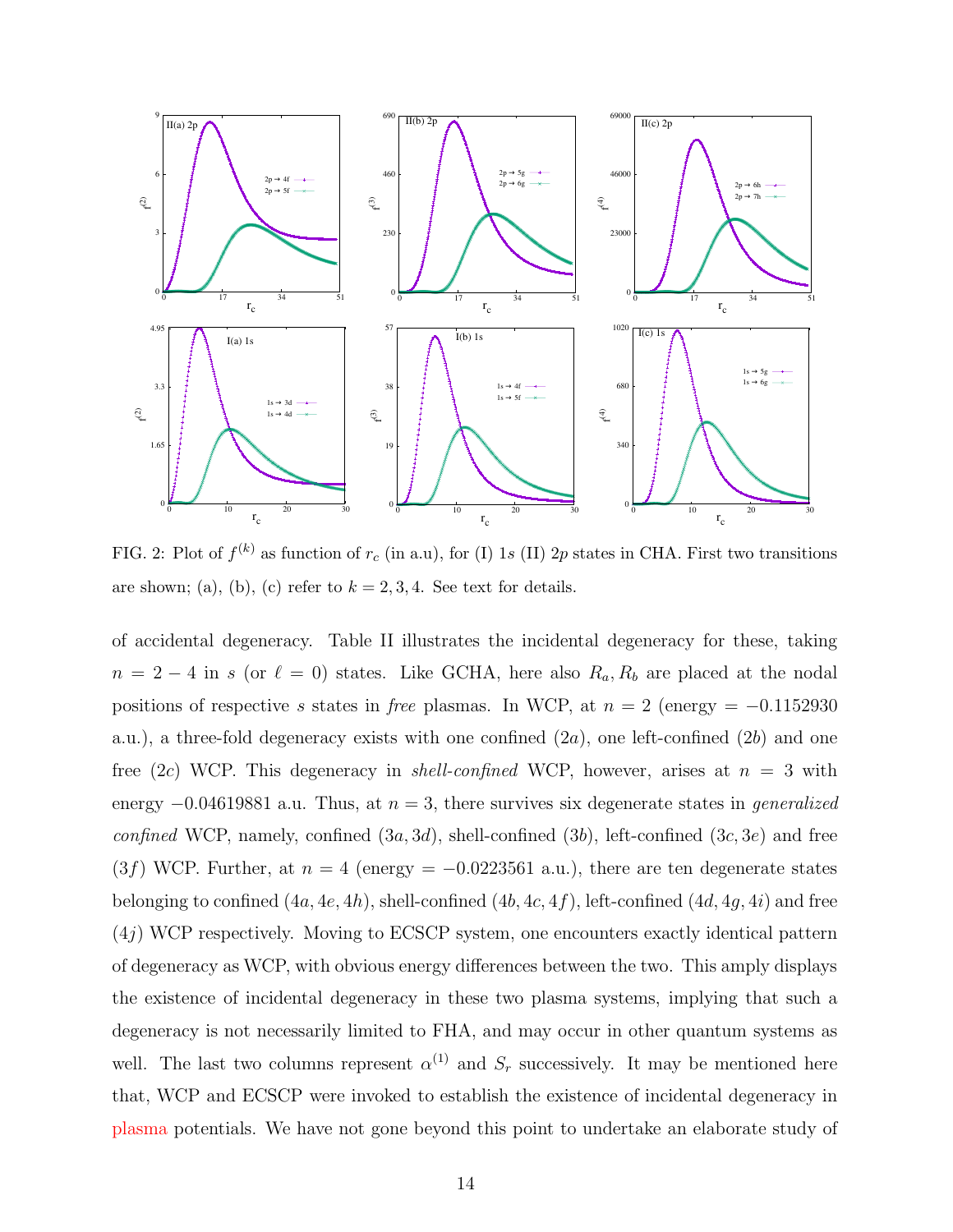II(a) 2p

$2p \to 4f$
$2p \to 5f$

$f^{(2)}$

$r_c$

0 17 34 51

0 3 6 9

II(b) 2p

$2p \to 5g$
$2p \to 6g$

$f^{(3)}$

$r_c$

0 17 34 51

0 230 460 690

II(c) 2p

$2p \to 6h$
$2p \to 7h$

$f^{(4)}$

$r_c$

0 17 34 51

0 23000 46000 69000

I(a) 1s

$1s \to 3d$
$1s \to 4d$

$f^{(2)}$

$r_c$

0 10 20 30

0 1.65 3.3 4.95

I(b) 1s

$1s \to 4f$
$1s \to 5f$

$f^{(3)}$

$r_c$

0 10 20 30

0 19 38 57

I(c) 1s

$1s \to 5g$
$1s \to 6g$

$f^{(4)}$

$r_c$

0 10 20 30

0 340 680 1020

FIG. 2: Plot of $f^{(k)}$ as function of $r_c$ (in a.u), for (I) $1s$ (II) $2p$ states in CHA. First two transitions are shown; (a), (b), (c) refer to $k = 2, 3, 4$. See text for details.

of accidental degeneracy. Table II illustrates the incidental degeneracy for these, taking $n = 2-4$ in $s$ (or $\ell = 0$) states. Like GCHA, here also $R_a, R_b$ are placed at the nodal positions of respective $s$ states in *free* plasmas. In WCP, at $n = 2$ (energy $= -0.1152930$ a.u.), a three-fold degeneracy exists with one confined ($2a$), one left-confined ($2b$) and one free ($2c$) WCP. This degeneracy in *shell-confined* WCP, however, arises at $n = 3$ with energy $-0.04619881$ a.u. Thus, at $n = 3$, there survives six degenerate states in *generalized confined* WCP, namely, confined ($3a, 3d$), shell-confined ($3b$), left-confined ($3c, 3e$) and free ($3f$) WCP. Further, at $n = 4$ (energy $= -0.0223561$ a.u.), there are ten degenerate states belonging to confined ($4a, 4e, 4h$), shell-confined ($4b, 4c, 4f$), left-confined ($4d, 4g, 4i$) and free ($4j$) WCP respectively. Moving to ECSCP system, one encounters exactly identical pattern of degeneracy as WCP, with obvious energy differences between the two. This amply displays the existence of incidental degeneracy in these two plasma systems, implying that such a degeneracy is not necessarily limited to FHA, and may occur in other quantum systems as well. The last two columns represent $\alpha^{(1)}$ and $S_r$ successively. It may be mentioned here that, WCP and ECSCP were invoked to establish the existence of incidental degeneracy in plasma potentials. We have not gone beyond this point to undertake an elaborate study of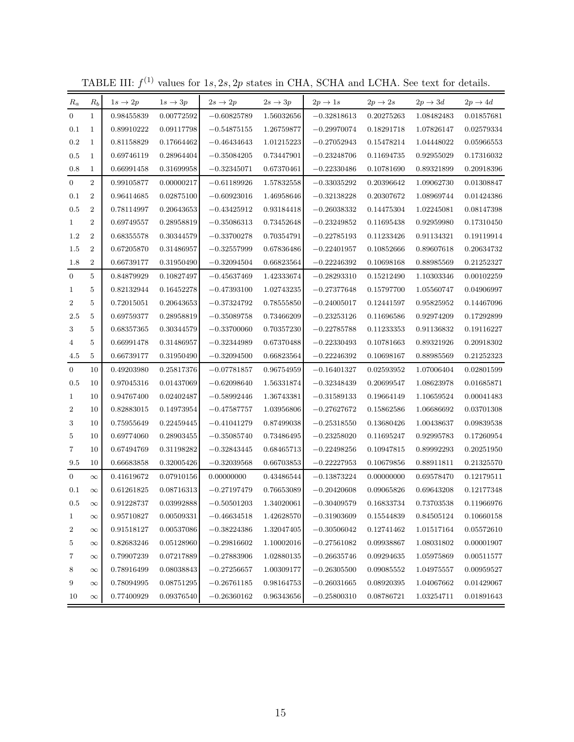TABLE III: $f^{(1)}$ values for $1s, 2s, 2p$ states in CHA, SCHA and LCHA. See text for details.

| $R_a$ | $R_b$ | $1s \to 2p$ | $1s \to 3p$ | $2s \to 2p$ | $2s \to 3p$ | $2p \to 1s$ | $2p \to 2s$ | $2p \to 3d$ | $2p \to 4d$ |
|---|---|---|---|---|---|---|---|---|---|
| 0 | 1 | 0.98455839 | 0.00772592 | −0.60825789 | 1.56032656 | −0.32818613 | 0.20275263 | 1.08482483 | 0.01857681 |
| 0.1 | 1 | 0.89910222 | 0.09117798 | −0.54875155 | 1.26759877 | −0.29970074 | 0.18291718 | 1.07826147 | 0.02579334 |
| 0.2 | 1 | 0.81158829 | 0.17664462 | −0.46434643 | 1.01215223 | −0.27052943 | 0.15478214 | 1.04448022 | 0.05966553 |
| 0.5 | 1 | 0.69746119 | 0.28964404 | −0.35084205 | 0.73447901 | −0.23248706 | 0.11694735 | 0.92955029 | 0.17316032 |
| 0.8 | 1 | 0.66991458 | 0.31699958 | −0.32345071 | 0.67370461 | −0.22330486 | 0.10781690 | 0.89321899 | 0.20918396 |
| 0 | 2 | 0.99105877 | 0.00000217 | −0.61189926 | 1.57832558 | −0.33035292 | 0.20396642 | 1.09062730 | 0.01308847 |
| 0.1 | 2 | 0.96414685 | 0.02875100 | −0.60923016 | 1.46958646 | −0.32138228 | 0.20307672 | 1.08969744 | 0.01424386 |
| 0.5 | 2 | 0.78114997 | 0.20643653 | −0.43425912 | 0.93184418 | −0.26038332 | 0.14475304 | 1.02245081 | 0.08147398 |
| 1 | 2 | 0.69749557 | 0.28958819 | −0.35086313 | 0.73452648 | −0.23249852 | 0.11695438 | 0.92959980 | 0.17310450 |
| 1.2 | 2 | 0.68355578 | 0.30344579 | −0.33700278 | 0.70354791 | −0.22785193 | 0.11233426 | 0.91134321 | 0.19119914 |
| 1.5 | 2 | 0.67205870 | 0.31486957 | −0.32557999 | 0.67836486 | −0.22401957 | 0.10852666 | 0.89607618 | 0.20634732 |
| 1.8 | 2 | 0.66739177 | 0.31950490 | −0.32094504 | 0.66823564 | −0.22246392 | 0.10698168 | 0.88985569 | 0.21252327 |
| 0 | 5 | 0.84879929 | 0.10827497 | −0.45637469 | 1.42333674 | −0.28293310 | 0.15212490 | 1.10303346 | 0.00102259 |
| 1 | 5 | 0.82132944 | 0.16452278 | −0.47393100 | 1.02743235 | −0.27377648 | 0.15797700 | 1.05560747 | 0.04906997 |
| 2 | 5 | 0.72015051 | 0.20643653 | −0.37324792 | 0.78555850 | −0.24005017 | 0.12441597 | 0.95825952 | 0.14467096 |
| 2.5 | 5 | 0.69759377 | 0.28958819 | −0.35089758 | 0.73466209 | −0.23253126 | 0.11696586 | 0.92974209 | 0.17292899 |
| 3 | 5 | 0.68357365 | 0.30344579 | −0.33700060 | 0.70357230 | −0.22785788 | 0.11233353 | 0.91136832 | 0.19116227 |
| 4 | 5 | 0.66991478 | 0.31486957 | −0.32344989 | 0.67370488 | −0.22330493 | 0.10781663 | 0.89321926 | 0.20918302 |
| 4.5 | 5 | 0.66739177 | 0.31950490 | −0.32094500 | 0.66823564 | −0.22246392 | 0.10698167 | 0.88985569 | 0.21252323 |
| 0 | 10 | 0.49203980 | 0.25817376 | −0.07781857 | 0.96754959 | −0.16401327 | 0.02593952 | 1.07006404 | 0.02801599 |
| 0.5 | 10 | 0.97045316 | 0.01437069 | −0.62098640 | 1.56331874 | −0.32348439 | 0.20699547 | 1.08623978 | 0.01685871 |
| 1 | 10 | 0.94767400 | 0.02402487 | −0.58992446 | 1.36743381 | −0.31589133 | 0.19664149 | 1.10659524 | 0.00041483 |
| 2 | 10 | 0.82883015 | 0.14973954 | −0.47587757 | 1.03956806 | −0.27627672 | 0.15862586 | 1.06686692 | 0.03701308 |
| 3 | 10 | 0.75955649 | 0.22459445 | −0.41041279 | 0.87499038 | −0.25318550 | 0.13680426 | 1.00438637 | 0.09839538 |
| 5 | 10 | 0.69774060 | 0.28903455 | −0.35085740 | 0.73486495 | −0.23258020 | 0.11695247 | 0.92995783 | 0.17260954 |
| 7 | 10 | 0.67494769 | 0.31198282 | −0.32843445 | 0.68465713 | −0.22498256 | 0.10947815 | 0.89992293 | 0.20251950 |
| 9.5 | 10 | 0.66683858 | 0.32005426 | −0.32039568 | 0.66703853 | −0.22227953 | 0.10679856 | 0.88911811 | 0.21325570 |
| 0 | $\infty$ | 0.41619672 | 0.07910156 | 0.00000000 | 0.43486544 | −0.13873224 | 0.00000000 | 0.69578470 | 0.12179511 |
| 0.1 | $\infty$ | 0.61261825 | 0.08716313 | −0.27197479 | 0.76653089 | −0.20420608 | 0.09065826 | 0.69643208 | 0.12177348 |
| 0.5 | $\infty$ | 0.91228737 | 0.03992888 | −0.50501203 | 1.34020061 | −0.30409579 | 0.16833734 | 0.73703538 | 0.11966976 |
| 1 | $\infty$ | 0.95710827 | 0.00509331 | −0.46634518 | 1.42628570 | −0.31903609 | 0.15544839 | 0.84505124 | 0.10660158 |
| 2 | $\infty$ | 0.91518127 | 0.00537086 | −0.38224386 | 1.32047405 | −0.30506042 | 0.12741462 | 1.01517164 | 0.05572610 |
| 5 | $\infty$ | 0.82683246 | 0.05128960 | −0.29816602 | 1.10002016 | −0.27561082 | 0.09938867 | 1.08031802 | 0.00001907 |
| 7 | $\infty$ | 0.79907239 | 0.07217889 | −0.27883906 | 1.02880135 | −0.26635746 | 0.09294635 | 1.05975869 | 0.00511577 |
| 8 | $\infty$ | 0.78916499 | 0.08038843 | −0.27256657 | 1.00309177 | −0.26305500 | 0.09085552 | 1.04975557 | 0.00959527 |
| 9 | $\infty$ | 0.78094995 | 0.08751295 | −0.26761185 | 0.98164753 | −0.26031665 | 0.08920395 | 1.04067662 | 0.01429067 |
| 10 | $\infty$ | 0.77400929 | 0.09376540 | −0.26360162 | 0.96343656 | −0.25800310 | 0.08786721 | 1.03254711 | 0.01891643 |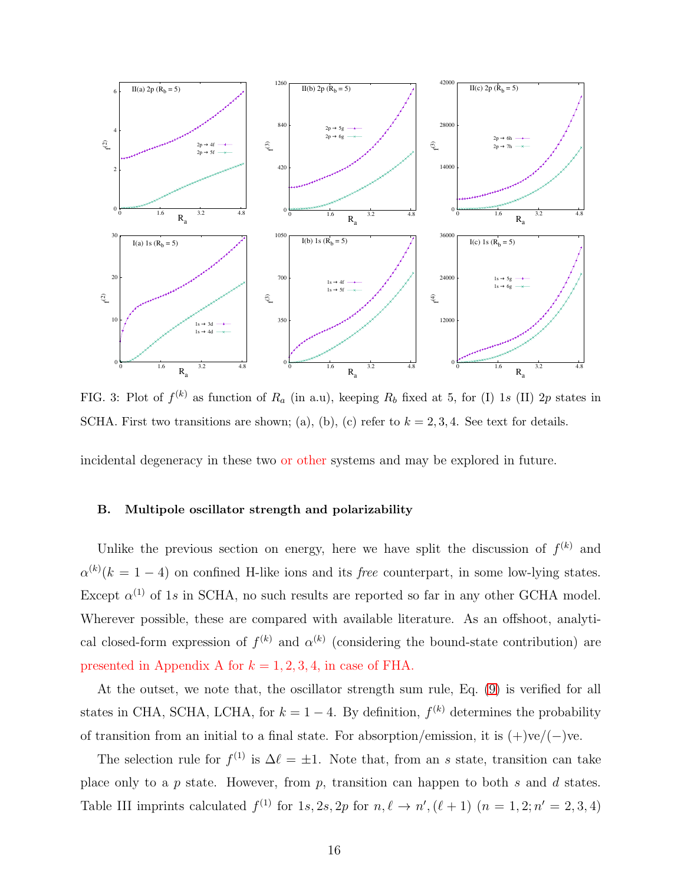II(a) 2p ($R_b$ = 5)

$f^{(2)}$

$R_a$

2p → 4f
2p → 5f

0 1.6 3.2 4.8

0 2 4 6

II(b) 2p ($R_b$ = 5)

$f^{(3)}$

2p → 5g
2p → 6g

0 420 840 1260

II(c) 2p ($R_b$ = 5)

$f^{(3)}$

2p → 6h
2p → 7h

0 14000 28000 42000

I(a) 1s ($R_b$ = 5)

$f^{(2)}$

1s → 3d
1s → 4d

0 10 20 30

I(b) 1s ($R_b$ = 5)

$f^{(3)}$

1s → 4f
1s → 5f

0 350 700 1050

I(c) 1s ($R_b$ = 5)

$f^{(4)}$

1s → 5g
1s → 6g

0 12000 24000 36000

FIG. 3: Plot of $f^{(k)}$ as function of $R_a$ (in a.u), keeping $R_b$ fixed at 5, for (I) $1s$ (II) $2p$ states in SCHA. First two transitions are shown; (a), (b), (c) refer to $k = 2, 3, 4$. See text for details.

incidental degeneracy in these two or other systems and may be explored in future.

### B. Multipole oscillator strength and polarizability

Unlike the previous section on energy, here we have split the discussion of $f^{(k)}$ and $\alpha^{(k)} (k = 1 - 4)$ on confined H-like ions and its *free* counterpart, in some low-lying states. Except $\alpha^{(1)}$ of $1s$ in SCHA, no such results are reported so far in any other GCHA model. Wherever possible, these are compared with available literature. As an offshoot, analytical closed-form expression of $f^{(k)}$ and $\alpha^{(k)}$ (considering the bound-state contribution) are presented in Appendix A for $k = 1, 2, 3, 4$, in case of FHA.

At the outset, we note that, the oscillator strength sum rule, Eq. (9) is verified for all states in CHA, SCHA, LCHA, for $k = 1 - 4$. By definition, $f^{(k)}$ determines the probability of transition from an initial to a final state. For absorption/emission, it is (+)ve/(−)ve.

The selection rule for $f^{(1)}$ is $\Delta\ell = \pm 1$. Note that, from an $s$ state, transition can take place only to a $p$ state. However, from $p$, transition can happen to both $s$ and $d$ states. Table III imprints calculated $f^{(1)}$ for $1s, 2s, 2p$ for $n, \ell \rightarrow n', (\ell + 1)$ $(n = 1, 2; n' = 2, 3, 4)$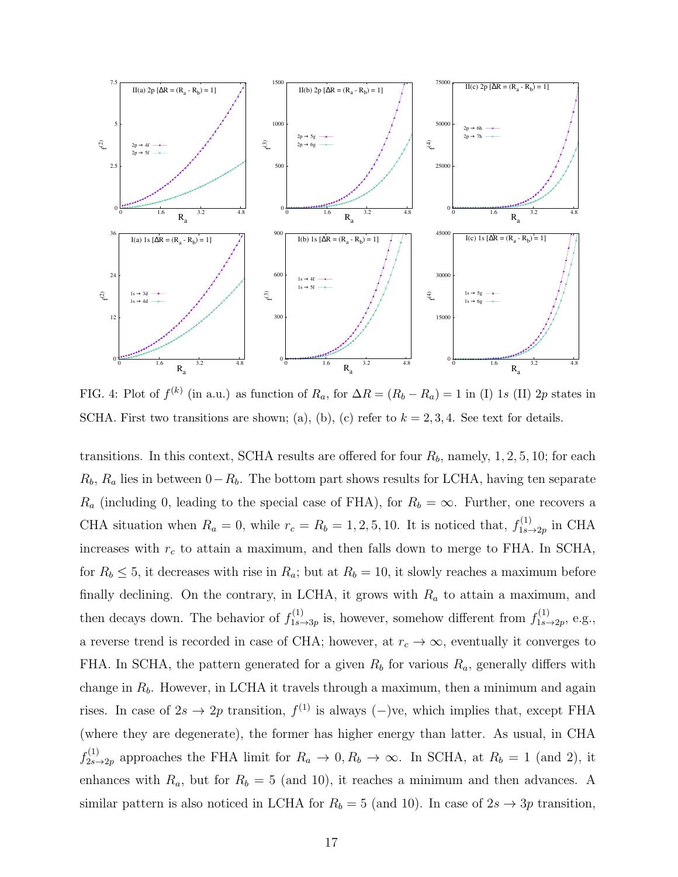II(a) 2p [ΔR = (R_a - R_b) = 1]

2p → 4f
2p → 5f

$f^{(2)}$

$R_a$

II(b) 2p [ΔR = (R_a - R_b) = 1]

2p → 5g
2p → 6g

$f^{(3)}$

$R_a$

II(c) 2p [ΔR = (R_a - R_b) = 1]

2p → 6h
2p → 7h

$f^{(4)}$

$R_a$

I(a) 1s [ΔR = (R_a - R_b) = 1]

1s → 3d
1s → 4d

$f^{(2)}$

$R_a$

I(b) 1s [ΔR = (R_a - R_b) = 1]

1s → 4f
1s → 5f

$f^{(3)}$

$R_a$

I(c) 1s [ΔR = (R_a - R_b) = 1]

1s → 5g
1s → 6g

$f^{(4)}$

$R_a$

FIG. 4: Plot of $f^{(k)}$ (in a.u.) as function of $R_a$, for $\Delta R = (R_b - R_a) = 1$ in (I) $1s$ (II) $2p$ states in SCHA. First two transitions are shown; (a), (b), (c) refer to $k = 2, 3, 4$. See text for details.

transitions. In this context, SCHA results are offered for four $R_b$, namely, $1, 2, 5, 10$; for each $R_b$, $R_a$ lies in between $0 - R_b$. The bottom part shows results for LCHA, having ten separate $R_a$ (including 0, leading to the special case of FHA), for $R_b = \infty$. Further, one recovers a CHA situation when $R_a = 0$, while $r_c = R_b = 1, 2, 5, 10$. It is noticed that, $f^{(1)}_{1s \rightarrow 2p}$ in CHA increases with $r_c$ to attain a maximum, and then falls down to merge to FHA. In SCHA, for $R_b \leq 5$, it decreases with rise in $R_a$; but at $R_b = 10$, it slowly reaches a maximum before finally declining. On the contrary, in LCHA, it grows with $R_a$ to attain a maximum, and then decays down. The behavior of $f^{(1)}_{1s \rightarrow 3p}$ is, however, somehow different from $f^{(1)}_{1s \rightarrow 2p}$, e.g., a reverse trend is recorded in case of CHA; however, at $r_c \rightarrow \infty$, eventually it converges to FHA. In SCHA, the pattern generated for a given $R_b$ for various $R_a$, generally differs with change in $R_b$. However, in LCHA it travels through a maximum, then a minimum and again rises. In case of $2s \rightarrow 2p$ transition, $f^{(1)}$ is always $(-)$ve, which implies that, except FHA (where they are degenerate), the former has higher energy than latter. As usual, in CHA $f^{(1)}_{2s \rightarrow 2p}$ approaches the FHA limit for $R_a \rightarrow 0, R_b \rightarrow \infty$. In SCHA, at $R_b = 1$ (and 2), it enhances with $R_a$, but for $R_b = 5$ (and 10), it reaches a minimum and then advances. A similar pattern is also noticed in LCHA for $R_b = 5$ (and 10). In case of $2s \rightarrow 3p$ transition,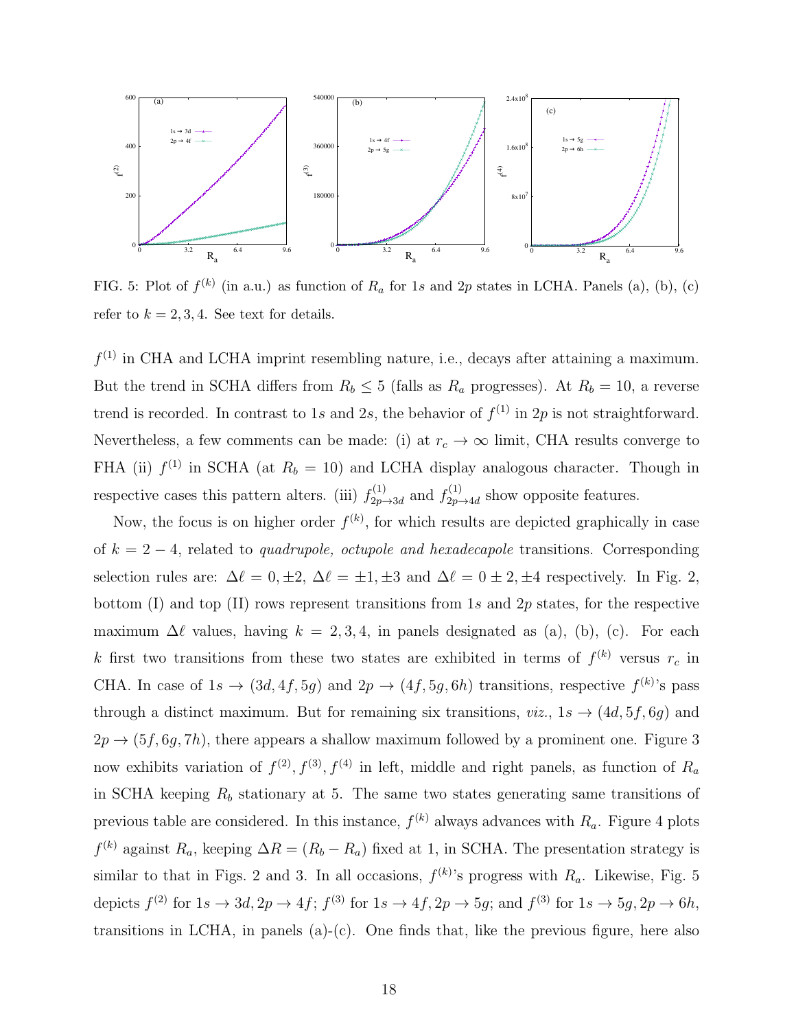(a)

600

400

200

0

$f^{(2)}$

0 3.2 6.4 9.6

$R_a$

1s → 3d

2p → 4f

(b)

540000

360000

180000

0

$f^{(3)}$

0 3.2 6.4 9.6

$R_a$

1s → 4f

2p → 5g

(c)

2.4x10$^8$

1.6x10$^8$

8x10$^7$

0

$f^{(4)}$

0 3.2 6.4 9.6

$R_a$

1s → 5g

2p → 6h

FIG. 5: Plot of $f^{(k)}$ (in a.u.) as function of $R_a$ for $1s$ and $2p$ states in LCHA. Panels (a), (b), (c) refer to $k = 2, 3, 4$. See text for details.

$f^{(1)}$ in CHA and LCHA imprint resembling nature, i.e., decays after attaining a maximum. But the trend in SCHA differs from $R_b \leq 5$ (falls as $R_a$ progresses). At $R_b = 10$, a reverse trend is recorded. In contrast to $1s$ and $2s$, the behavior of $f^{(1)}$ in $2p$ is not straightforward. Nevertheless, a few comments can be made: (i) at $r_c \rightarrow \infty$ limit, CHA results converge to FHA (ii) $f^{(1)}$ in SCHA (at $R_b = 10$) and LCHA display analogous character. Though in respective cases this pattern alters. (iii) $f^{(1)}_{2p\rightarrow 3d}$ and $f^{(1)}_{2p\rightarrow 4d}$ show opposite features.

Now, the focus is on higher order $f^{(k)}$, for which results are depicted graphically in case of $k = 2-4$, related to *quadrupole, octupole and hexadecapole* transitions. Corresponding selection rules are: $\Delta\ell = 0, \pm 2$, $\Delta\ell = \pm 1, \pm 3$ and $\Delta\ell = 0 \pm 2, \pm 4$ respectively. In Fig. 2, bottom (I) and top (II) rows represent transitions from $1s$ and $2p$ states, for the respective maximum $\Delta\ell$ values, having $k = 2, 3, 4$, in panels designated as (a), (b), (c). For each $k$ first two transitions from these two states are exhibited in terms of $f^{(k)}$ versus $r_c$ in CHA. In case of $1s \rightarrow (3d, 4f, 5g)$ and $2p \rightarrow (4f, 5g, 6h)$ transitions, respective $f^{(k)}$'s pass through a distinct maximum. But for remaining six transitions, *viz.*, $1s \rightarrow (4d, 5f, 6g)$ and $2p \rightarrow (5f, 6g, 7h)$, there appears a shallow maximum followed by a prominent one. Figure 3 now exhibits variation of $f^{(2)}, f^{(3)}, f^{(4)}$ in left, middle and right panels, as function of $R_a$ in SCHA keeping $R_b$ stationary at 5. The same two states generating same transitions of previous table are considered. In this instance, $f^{(k)}$ always advances with $R_a$. Figure 4 plots $f^{(k)}$ against $R_a$, keeping $\Delta R = (R_b - R_a)$ fixed at 1, in SCHA. The presentation strategy is similar to that in Figs. 2 and 3. In all occasions, $f^{(k)}$'s progress with $R_a$. Likewise, Fig. 5 depicts $f^{(2)}$ for $1s \rightarrow 3d, 2p \rightarrow 4f$; $f^{(3)}$ for $1s \rightarrow 4f, 2p \rightarrow 5g$; and $f^{(3)}$ for $1s \rightarrow 5g, 2p \rightarrow 6h$, transitions in LCHA, in panels (a)-(c). One finds that, like the previous figure, here also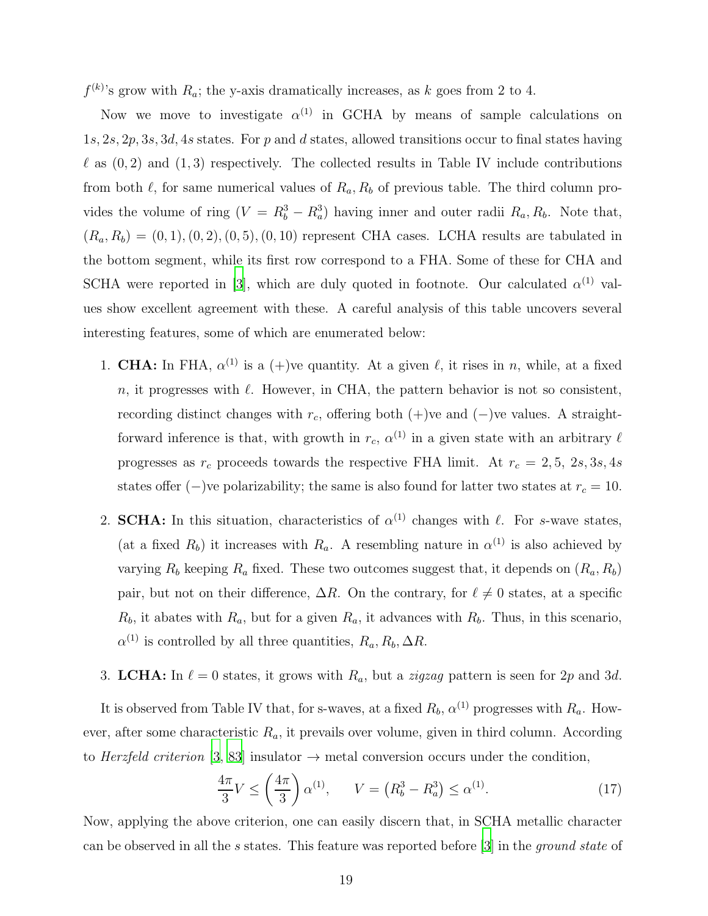$f^{(k)}$'s grow with $R_a$; the y-axis dramatically increases, as $k$ goes from 2 to 4.

Now we move to investigate $\alpha^{(1)}$ in GCHA by means of sample calculations on $1s, 2s, 2p, 3s, 3d, 4s$ states. For $p$ and $d$ states, allowed transitions occur to final states having $\ell$ as $(0,2)$ and $(1,3)$ respectively. The collected results in Table IV include contributions from both $\ell$, for same numerical values of $R_a, R_b$ of previous table. The third column provides the volume of ring ($V = R_b^3 - R_a^3$) having inner and outer radii $R_a, R_b$. Note that, $(R_a, R_b) = (0,1), (0,2), (0,5), (0,10)$ represent CHA cases. LCHA results are tabulated in the bottom segment, while its first row correspond to a FHA. Some of these for CHA and SCHA were reported in [3], which are duly quoted in footnote. Our calculated $\alpha^{(1)}$ values show excellent agreement with these. A careful analysis of this table uncovers several interesting features, some of which are enumerated below:

1. **CHA:** In FHA, $\alpha^{(1)}$ is a (+)ve quantity. At a given $\ell$, it rises in $n$, while, at a fixed $n$, it progresses with $\ell$. However, in CHA, the pattern behavior is not so consistent, recording distinct changes with $r_c$, offering both (+)ve and (−)ve values. A straightforward inference is that, with growth in $r_c$, $\alpha^{(1)}$ in a given state with an arbitrary $\ell$ progresses as $r_c$ proceeds towards the respective FHA limit. At $r_c = 2, 5$, $2s, 3s, 4s$ states offer (−)ve polarizability; the same is also found for latter two states at $r_c = 10$.

2. **SCHA:** In this situation, characteristics of $\alpha^{(1)}$ changes with $\ell$. For $s$-wave states, (at a fixed $R_b$) it increases with $R_a$. A resembling nature in $\alpha^{(1)}$ is also achieved by varying $R_b$ keeping $R_a$ fixed. These two outcomes suggest that, it depends on $(R_a, R_b)$ pair, but not on their difference, $\Delta R$. On the contrary, for $\ell \neq 0$ states, at a specific $R_b$, it abates with $R_a$, but for a given $R_a$, it advances with $R_b$. Thus, in this scenario, $\alpha^{(1)}$ is controlled by all three quantities, $R_a, R_b, \Delta R$.

3. **LCHA:** In $\ell = 0$ states, it grows with $R_a$, but a *zigzag* pattern is seen for $2p$ and $3d$.

It is observed from Table IV that, for s-waves, at a fixed $R_b$, $\alpha^{(1)}$ progresses with $R_a$. However, after some characteristic $R_a$, it prevails over volume, given in third column. According to *Herzfeld criterion* [3, 83] insulator → metal conversion occurs under the condition,

$$\frac{4\pi}{3} V \leq \left(\frac{4\pi}{3}\right) \alpha^{(1)}, \qquad V = \left(R_b^3 - R_a^3\right) \leq \alpha^{(1)}. \tag{17}$$

Now, applying the above criterion, one can easily discern that, in SCHA metallic character can be observed in all the $s$ states. This feature was reported before [3] in the *ground state* of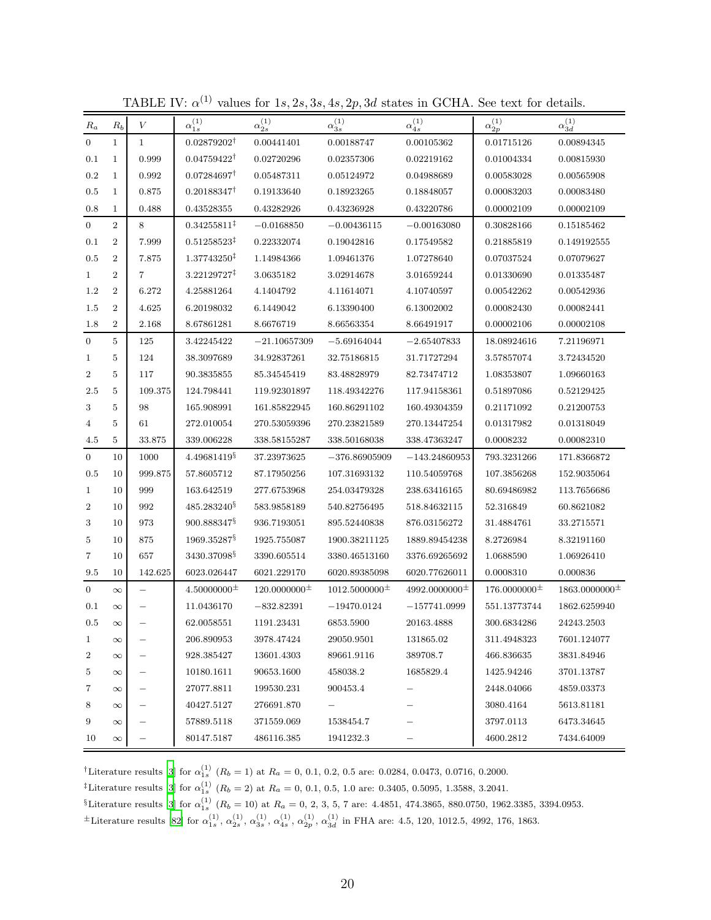TABLE IV: $\alpha^{(1)}$ values for $1s, 2s, 3s, 4s, 2p, 3d$ states in GCHA. See text for details.

| $R_a$ | $R_b$ | $V$ | $\alpha^{(1)}_{1s}$ | $\alpha^{(1)}_{2s}$ | $\alpha^{(1)}_{3s}$ | $\alpha^{(1)}_{4s}$ | $\alpha^{(1)}_{2p}$ | $\alpha^{(1)}_{3d}$ |
|---|---|---|---|---|---|---|---|---|
| 0 | 1 | 1 | 0.02879202[†] | 0.00441401 | 0.00188747 | 0.00105362 | 0.01715126 | 0.00894345 |
| 0.1 | 1 | 0.999 | 0.04759422[†] | 0.02720296 | 0.02357306 | 0.02219162 | 0.01004334 | 0.00815930 |
| 0.2 | 1 | 0.992 | 0.07284697[†] | 0.05487311 | 0.05124972 | 0.04988689 | 0.00583028 | 0.00565908 |
| 0.5 | 1 | 0.875 | 0.20188347[†] | 0.19133640 | 0.18923265 | 0.18848057 | 0.00083203 | 0.00083480 |
| 0.8 | 1 | 0.488 | 0.43528355 | 0.43282926 | 0.43236928 | 0.43220786 | 0.00002109 | 0.00002109 |
| 0 | 2 | 8 | 0.34255811[‡] | −0.0168850 | −0.00436115 | −0.00163080 | 0.30828166 | 0.15185462 |
| 0.1 | 2 | 7.999 | 0.51258523[‡] | 0.22332074 | 0.19042816 | 0.17549582 | 0.21885819 | 0.149192555 |
| 0.5 | 2 | 7.875 | 1.37743250[‡] | 1.14984366 | 1.09461376 | 1.07278640 | 0.07037524 | 0.07079627 |
| 1 | 2 | 7 | 3.22129727[‡] | 3.0635182 | 3.02914678 | 3.01659244 | 0.01330690 | 0.01335487 |
| 1.2 | 2 | 6.272 | 4.25881264 | 4.1404792 | 4.11614071 | 4.10740597 | 0.00542262 | 0.00542936 |
| 1.5 | 2 | 4.625 | 6.20198032 | 6.1449042 | 6.13390400 | 6.13002002 | 0.00082430 | 0.00082441 |
| 1.8 | 2 | 2.168 | 8.67861281 | 8.6676719 | 8.66563354 | 8.66491917 | 0.00002106 | 0.00002108 |
| 0 | 5 | 125 | 3.42245422 | −21.10657309 | −5.69164044 | −2.65407833 | 18.08924616 | 7.21196971 |
| 1 | 5 | 124 | 38.3097689 | 34.92837261 | 32.75186815 | 31.71727294 | 3.57857074 | 3.72434520 |
| 2 | 5 | 117 | 90.3835855 | 85.34545419 | 83.48828979 | 82.73474712 | 1.08353807 | 1.09660163 |
| 2.5 | 5 | 109.375 | 124.798441 | 119.92301897 | 118.49342276 | 117.94158361 | 0.51897086 | 0.52129425 |
| 3 | 5 | 98 | 165.908991 | 161.85822945 | 160.86291102 | 160.49304359 | 0.21171092 | 0.21200753 |
| 4 | 5 | 61 | 272.010054 | 270.53059396 | 270.23821589 | 270.13447254 | 0.01317982 | 0.01318049 |
| 4.5 | 5 | 33.875 | 339.006228 | 338.58155287 | 338.50168038 | 338.47363247 | 0.0008232 | 0.00082310 |
| 0 | 10 | 1000 | 4.49681419[§] | 37.23973625 | −376.86905909 | −143.24860953 | 793.3231266 | 171.8366872 |
| 0.5 | 10 | 999.875 | 57.8605712 | 87.17950256 | 107.31693132 | 110.54059768 | 107.3856268 | 152.9035064 |
| 1 | 10 | 999 | 163.642519 | 277.6753968 | 254.03479328 | 238.63416165 | 80.69486982 | 113.7656686 |
| 2 | 10 | 992 | 485.283240[§] | 583.9858189 | 540.82756495 | 518.84632115 | 52.316849 | 60.8621082 |
| 3 | 10 | 973 | 900.888347[§] | 936.7193051 | 895.52440838 | 876.03156272 | 31.4884761 | 33.2715571 |
| 5 | 10 | 875 | 1969.35287[§] | 1925.755087 | 1900.38211125 | 1889.89454238 | 8.2726984 | 8.32191160 |
| 7 | 10 | 657 | 3430.37098[§] | 3390.605514 | 3380.46513160 | 3376.69265692 | 1.0688590 | 1.06926410 |
| 9.5 | 10 | 142.625 | 6023.026447 | 6021.229170 | 6020.89385098 | 6020.77626011 | 0.0008310 | 0.000836 |
| 0 | $\infty$ | – | 4.50000000[±] | 120.0000000[±] | 1012.5000000[±] | 4992.0000000[±] | 176.0000000[±] | 1863.0000000[±] |
| 0.1 | $\infty$ | – | 11.0436170 | −832.82391 | −19470.0124 | −157741.0999 | 551.13773744 | 1862.6259940 |
| 0.5 | $\infty$ | – | 62.0058551 | 1191.23431 | 6853.5900 | 20163.4888 | 300.6834286 | 24243.2503 |
| 1 | $\infty$ | – | 206.890953 | 3978.47424 | 29050.9501 | 131865.02 | 311.4948323 | 7601.124077 |
| 2 | $\infty$ | – | 928.385427 | 13601.4303 | 89661.9116 | 389708.7 | 466.836635 | 3831.84946 |
| 5 | $\infty$ | – | 10180.1611 | 90653.1600 | 458038.2 | 1685829.4 | 1425.94246 | 3701.13787 |
| 7 | $\infty$ | – | 27077.8811 | 199530.231 | 900453.4 | – | 2448.04066 | 4859.03373 |
| 8 | $\infty$ | – | 40427.5127 | 276691.870 | – | – | 3080.4164 | 5613.81181 |
| 9 | $\infty$ | – | 57889.5118 | 371559.069 | 1538454.7 | – | 3797.0113 | 6473.34645 |
| 10 | $\infty$ | – | 80147.5187 | 486116.385 | 1941232.3 | – | 4600.2812 | 7434.64009 |

[†]Literature results [3] for $\alpha^{(1)}_{1s}$ ($R_b = 1$) at $R_a$ = 0, 0.1, 0.2, 0.5 are: 0.0284, 0.0473, 0.0716, 0.2000.

[‡]Literature results [3] for $\alpha^{(1)}_{1s}$ ($R_b = 2$) at $R_a$ = 0, 0.1, 0.5, 1.0 are: 0.3405, 0.5095, 1.3588, 3.2041.

[§]Literature results [3] for $\alpha^{(1)}_{1s}$ ($R_b = 10$) at $R_a$ = 0, 2, 3, 5, 7 are: 4.4851, 474.3865, 880.0750, 1962.3385, 3394.0953.

[±]Literature results [82] for $\alpha^{(1)}_{1s}$, $\alpha^{(1)}_{2s}$, $\alpha^{(1)}_{3s}$, $\alpha^{(1)}_{4s}$, $\alpha^{(1)}_{2p}$, $\alpha^{(1)}_{3d}$ in FHA are: 4.5, 120, 1012.5, 4992, 176, 1863.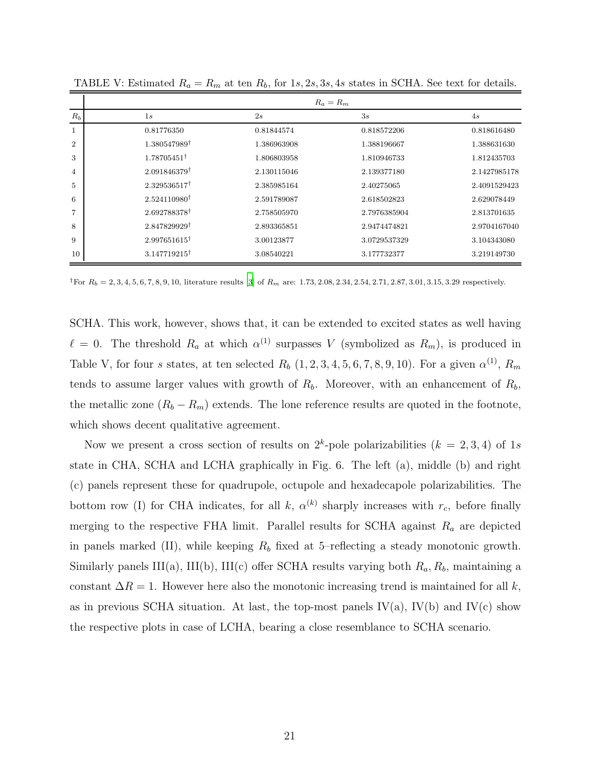TABLE V: Estimated $R_a = R_m$ at ten $R_b$, for $1s, 2s, 3s, 4s$ states in SCHA. See text for details.

| | $R_a = R_m$ | | | |
|---|---|---|---|---|
| $R_b$ | $1s$ | $2s$ | $3s$ | $4s$ |
| 1 | 0.81776350 | 0.81844574 | 0.818572206 | 0.818616480 |
| 2 | 1.380547989$^\dagger$ | 1.386963908 | 1.388196667 | 1.388631630 |
| 3 | 1.78705451$^\dagger$ | 1.806803958 | 1.810946733 | 1.812435703 |
| 4 | 2.091846379$^\dagger$ | 2.130115046 | 2.139377180 | 2.1427985178 |
| 5 | 2.329536517$^\dagger$ | 2.385985164 | 2.40275065 | 2.4091529423 |
| 6 | 2.524110980$^\dagger$ | 2.591789087 | 2.618502823 | 2.629078449 |
| 7 | 2.692788378$^\dagger$ | 2.758505970 | 2.7976385904 | 2.813701635 |
| 8 | 2.847829929$^\dagger$ | 2.893365851 | 2.9474474821 | 2.9704167040 |
| 9 | 2.997651615$^\dagger$ | 3.00123877 | 3.0729537329 | 3.104343080 |
| 10 | 3.147719215$^\dagger$ | 3.08540221 | 3.177732377 | 3.219149730 |

$^\dagger$For $R_b = 2, 3, 4, 5, 6, 7, 8, 9, 10$, literature results [3] of $R_m$ are: 1.73, 2.08, 2.34, 2.54, 2.71, 2.87, 3.01, 3.15, 3.29 respectively.

SCHA. This work, however, shows that, it can be extended to excited states as well having $\ell = 0$. The threshold $R_a$ at which $\alpha^{(1)}$ surpasses $V$ (symbolized as $R_m$), is produced in Table V, for four $s$ states, at ten selected $R_b$ (1, 2, 3, 4, 5, 6, 7, 8, 9, 10). For a given $\alpha^{(1)}$, $R_m$ tends to assume larger values with growth of $R_b$. Moreover, with an enhancement of $R_b$, the metallic zone $(R_b - R_m)$ extends. The lone reference results are quoted in the footnote, which shows decent qualitative agreement.

Now we present a cross section of results on $2^k$-pole polarizabilities ($k = 2, 3, 4$) of $1s$ state in CHA, SCHA and LCHA graphically in Fig. 6. The left (a), middle (b) and right (c) panels represent these for quadrupole, octupole and hexadecapole polarizabilities. The bottom row (I) for CHA indicates, for all $k$, $\alpha^{(k)}$ sharply increases with $r_c$, before finally merging to the respective FHA limit. Parallel results for SCHA against $R_a$ are depicted in panels marked (II), while keeping $R_b$ fixed at 5–reflecting a steady monotonic growth. Similarly panels III(a), III(b), III(c) offer SCHA results varying both $R_a, R_b$, maintaining a constant $\Delta R = 1$. However here also the monotonic increasing trend is maintained for all $k$, as in previous SCHA situation. At last, the top-most panels IV(a), IV(b) and IV(c) show the respective plots in case of LCHA, bearing a close resemblance to SCHA scenario.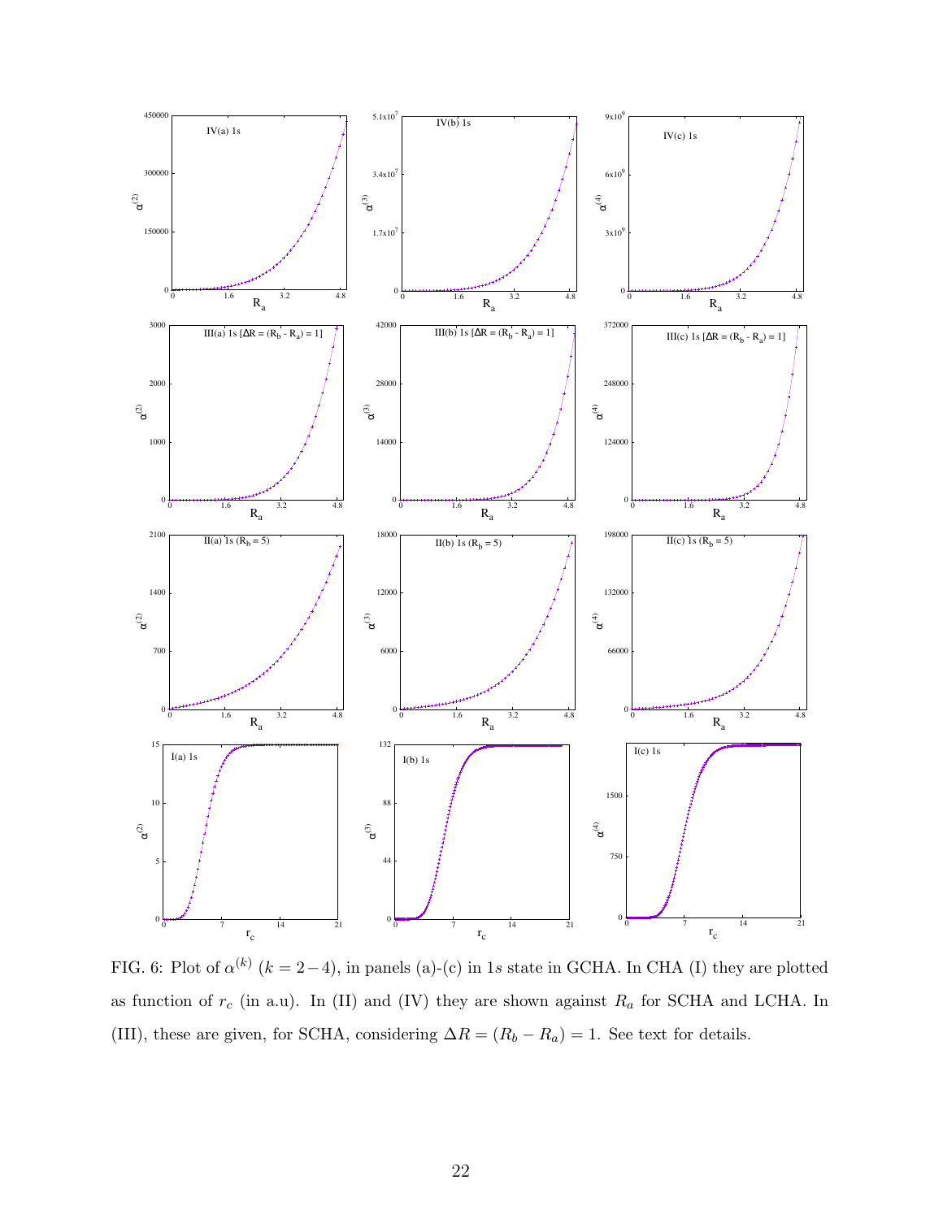IV(a) 1s

$\alpha^{(2)}$

450000

300000

150000

0

0 1.6 3.2 4.8

$R_a$

IV(b) 1s

$\alpha^{(3)}$

5.1x10^7

3.4x10^7

1.7x10^7

0

0 1.6 3.2 4.8

$R_a$

IV(c) 1s

$\alpha^{(4)}$

9x10^9

6x10^9

3x10^9

0

0 1.6 3.2 4.8

$R_a$

III(a) 1s [$\Delta R = (R_b - R_a) = 1$]

$\alpha^{(2)}$

3000

2000

1000

0

0 1.6 3.2 4.8

$R_a$

III(b) 1s [$\Delta R = (R_b - R_a) = 1$]

$\alpha^{(3)}$

42000

28000

14000

0

0 1.6 3.2 4.8

$R_a$

III(c) 1s [$\Delta R = (R_b - R_a) = 1$]

$\alpha^{(4)}$

372000

248000

124000

0

0 1.6 3.2 4.8

$R_a$

II(a) 1s ($R_b = 5$)

$\alpha^{(2)}$

2100

1400

700

0

0 1.6 3.2 4.8

$R_a$

II(b) 1s ($R_b = 5$)

$\alpha^{(3)}$

18000

12000

6000

0

0 1.6 3.2 4.8

$R_a$

II(c) 1s ($R_b = 5$)

$\alpha^{(4)}$

198000

132000

66000

0

0 1.6 3.2 4.8

$R_a$

I(a) 1s

$\alpha^{(2)}$

15

10

5

0

0 7 14 21

$r_c$

I(b) 1s

$\alpha^{(3)}$

132

88

44

0

0 7 14 21

$r_c$

I(c) 1s

$\alpha^{(4)}$

1500

750

0

0 7 14 21

$r_c$

FIG. 6: Plot of $\alpha^{(k)}$ $(k = 2-4)$, in panels (a)-(c) in $1s$ state in GCHA. In CHA (I) they are plotted as function of $r_c$ (in a.u). In (II) and (IV) they are shown against $R_a$ for SCHA and LCHA. In (III), these are given, for SCHA, considering $\Delta R = (R_b - R_a) = 1$. See text for details.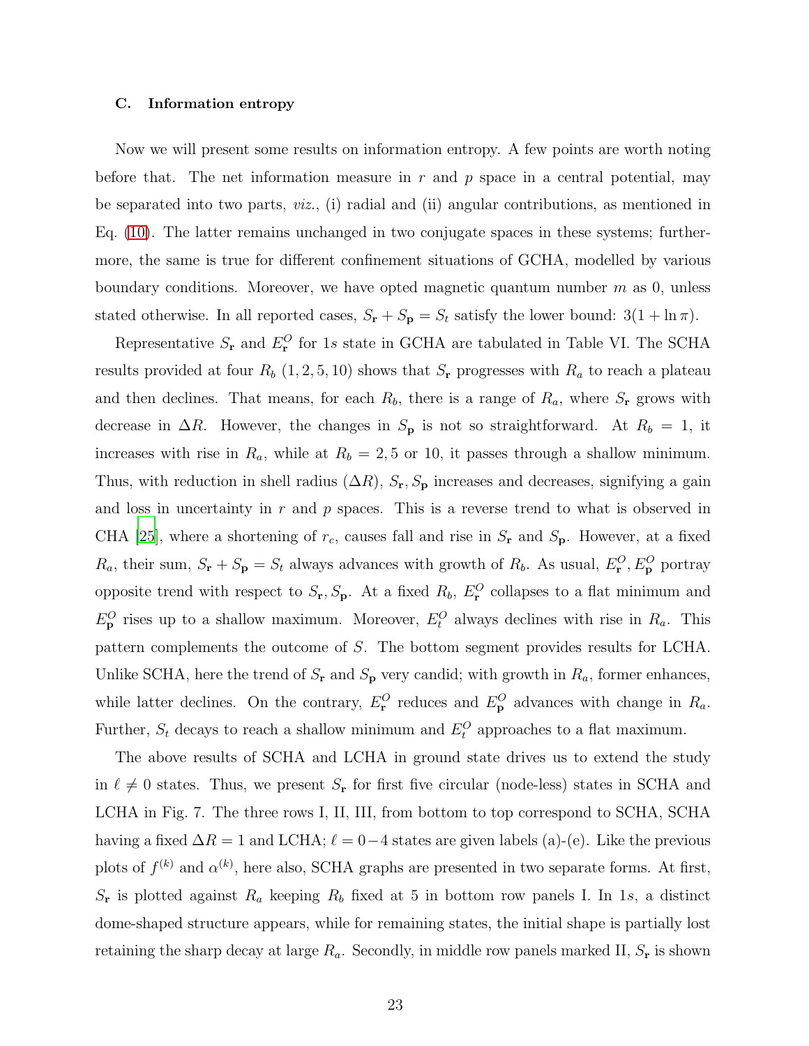### C. Information entropy

Now we will present some results on information entropy. A few points are worth noting before that. The net information measure in $r$ and $p$ space in a central potential, may be separated into two parts, *viz.*, (i) radial and (ii) angular contributions, as mentioned in Eq. (10). The latter remains unchanged in two conjugate spaces in these systems; furthermore, the same is true for different confinement situations of GCHA, modelled by various boundary conditions. Moreover, we have opted magnetic quantum number $m$ as 0, unless stated otherwise. In all reported cases, $S_{\mathbf{r}} + S_{\mathbf{p}} = S_t$ satisfy the lower bound: $3(1 + \ln \pi)$.

Representative $S_{\mathbf{r}}$ and $E_{\mathbf{r}}^{O}$ for $1s$ state in GCHA are tabulated in Table VI. The SCHA results provided at four $R_b$ $(1, 2, 5, 10)$ shows that $S_{\mathbf{r}}$ progresses with $R_a$ to reach a plateau and then declines. That means, for each $R_b$, there is a range of $R_a$, where $S_{\mathbf{r}}$ grows with decrease in $\Delta R$. However, the changes in $S_{\mathbf{p}}$ is not so straightforward. At $R_b = 1$, it increases with rise in $R_a$, while at $R_b = 2, 5$ or 10, it passes through a shallow minimum. Thus, with reduction in shell radius ($\Delta R$), $S_{\mathbf{r}}, S_{\mathbf{p}}$ increases and decreases, signifying a gain and loss in uncertainty in $r$ and $p$ spaces. This is a reverse trend to what is observed in CHA [25], where a shortening of $r_c$, causes fall and rise in $S_{\mathbf{r}}$ and $S_{\mathbf{p}}$. However, at a fixed $R_a$, their sum, $S_{\mathbf{r}} + S_{\mathbf{p}} = S_t$ always advances with growth of $R_b$. As usual, $E_{\mathbf{r}}^{O}, E_{\mathbf{p}}^{O}$ portray opposite trend with respect to $S_{\mathbf{r}}, S_{\mathbf{p}}$. At a fixed $R_b$, $E_{\mathbf{r}}^{O}$ collapses to a flat minimum and $E_{\mathbf{p}}^{O}$ rises up to a shallow maximum. Moreover, $E_t^{O}$ always declines with rise in $R_a$. This pattern complements the outcome of $S$. The bottom segment provides results for LCHA. Unlike SCHA, here the trend of $S_{\mathbf{r}}$ and $S_{\mathbf{p}}$ very candid; with growth in $R_a$, former enhances, while latter declines. On the contrary, $E_{\mathbf{r}}^{O}$ reduces and $E_{\mathbf{p}}^{O}$ advances with change in $R_a$. Further, $S_t$ decays to reach a shallow minimum and $E_t^{O}$ approaches to a flat maximum.

The above results of SCHA and LCHA in ground state drives us to extend the study in $\ell \neq 0$ states. Thus, we present $S_{\mathbf{r}}$ for first five circular (node-less) states in SCHA and LCHA in Fig. 7. The three rows I, II, III, from bottom to top correspond to SCHA, SCHA having a fixed $\Delta R = 1$ and LCHA; $\ell = 0-4$ states are given labels (a)-(e). Like the previous plots of $f^{(k)}$ and $\alpha^{(k)}$, here also, SCHA graphs are presented in two separate forms. At first, $S_{\mathbf{r}}$ is plotted against $R_a$ keeping $R_b$ fixed at 5 in bottom row panels I. In $1s$, a distinct dome-shaped structure appears, while for remaining states, the initial shape is partially lost retaining the sharp decay at large $R_a$. Secondly, in middle row panels marked II, $S_{\mathbf{r}}$ is shown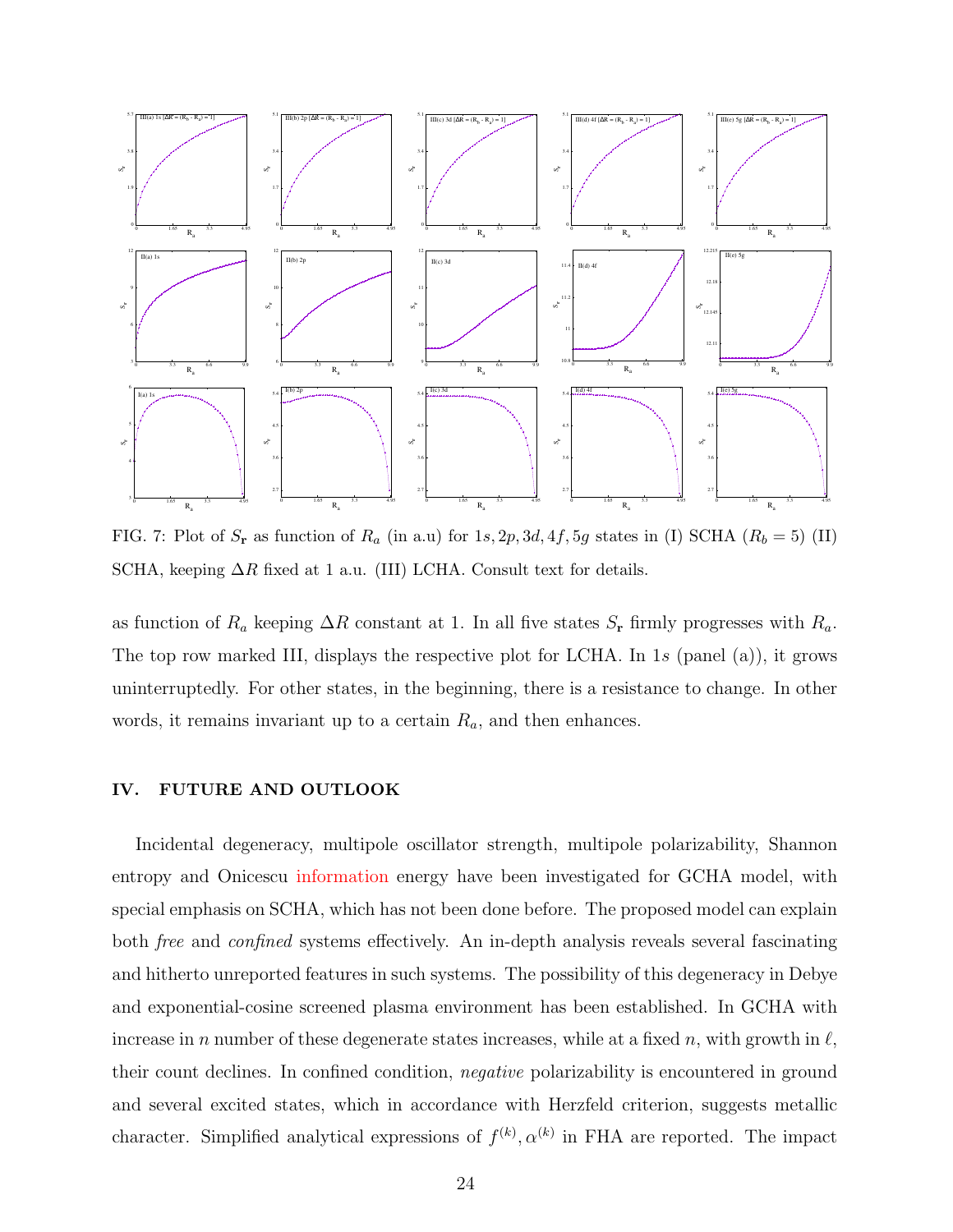III(a) 1s [ΔR = (R_b - R_a) = 1]
5.7
3.8
1.9
0
S_r
0 1.65 3.3 4.95
R_a

III(b) 2p [ΔR = (R_b - R_a) = 1]
5.1
3.4
1.7
0
S_r
0 1.65 3.3 4.95
R_a

III(c) 3d [ΔR = (R_b - R_a) = 1]
5.1
3.4
1.7
0
S_r
0 1.65 3.3 4.95
R_a

III(d) 4f [ΔR = (R_b - R_a) = 1]
5.1
3.4
1.7
0
S_r
0 1.65 3.3 4.95
R_a

III(e) 5g [ΔR = (R_b - R_a) = 1]
5.1
3.4
1.7
0
S_r
0 1.65 3.3 4.95
R_a

II(a) 1s
12
9
6
3
S_r
0 3.3 6.6 9.9
R_a

II(b) 2p
12
10
8
6
S_r
0 3.3 6.6 9.9
R_a

II(c) 3d
12
11
10
9
S_r
0 3.3 6.6 9.9
R_a

II(d) 4f
11.4
11.2
11
10.8
S_r
0 3.3 6.6 9.9
R_a

II(e) 5g
12.215
12.18
12.145
12.11
S_r
0 3.3 6.6 9.9
R_a

I(a) 1s
6
5
4
3
S_r
0 1.65 3.3 4.95
R_a

I(b) 2p
5.4
4.5
3.6
2.7
S_r
0 1.65 3.3 4.95
R_a

I(c) 3d
5.4
4.5
3.6
2.7
S_r
0 1.65 3.3 4.95
R_a

I(d) 4f
5.4
4.5
3.6
2.7
S_r
0 1.65 3.3 4.95
R_a

I(e) 5g
5.4
4.5
3.6
2.7
S_r
0 1.65 3.3 4.95
R_a

FIG. 7: Plot of $S_{\mathbf{r}}$ as function of $R_a$ (in a.u) for $1s, 2p, 3d, 4f, 5g$ states in (I) SCHA ($R_b = 5$) (II) SCHA, keeping $\Delta R$ fixed at 1 a.u. (III) LCHA. Consult text for details.

as function of $R_a$ keeping $\Delta R$ constant at 1. In all five states $S_{\mathbf{r}}$ firmly progresses with $R_a$. The top row marked III, displays the respective plot for LCHA. In $1s$ (panel (a)), it grows uninterruptedly. For other states, in the beginning, there is a resistance to change. In other words, it remains invariant up to a certain $R_a$, and then enhances.

## IV. FUTURE AND OUTLOOK

Incidental degeneracy, multipole oscillator strength, multipole polarizability, Shannon entropy and Onicescu information energy have been investigated for GCHA model, with special emphasis on SCHA, which has not been done before. The proposed model can explain both *free* and *confined* systems effectively. An in-depth analysis reveals several fascinating and hitherto unreported features in such systems. The possibility of this degeneracy in Debye and exponential-cosine screened plasma environment has been established. In GCHA with increase in $n$ number of these degenerate states increases, while at a fixed $n$, with growth in $\ell$, their count declines. In confined condition, *negative* polarizability is encountered in ground and several excited states, which in accordance with Herzfeld criterion, suggests metallic character. Simplified analytical expressions of $f^{(k)}, \alpha^{(k)}$ in FHA are reported. The impact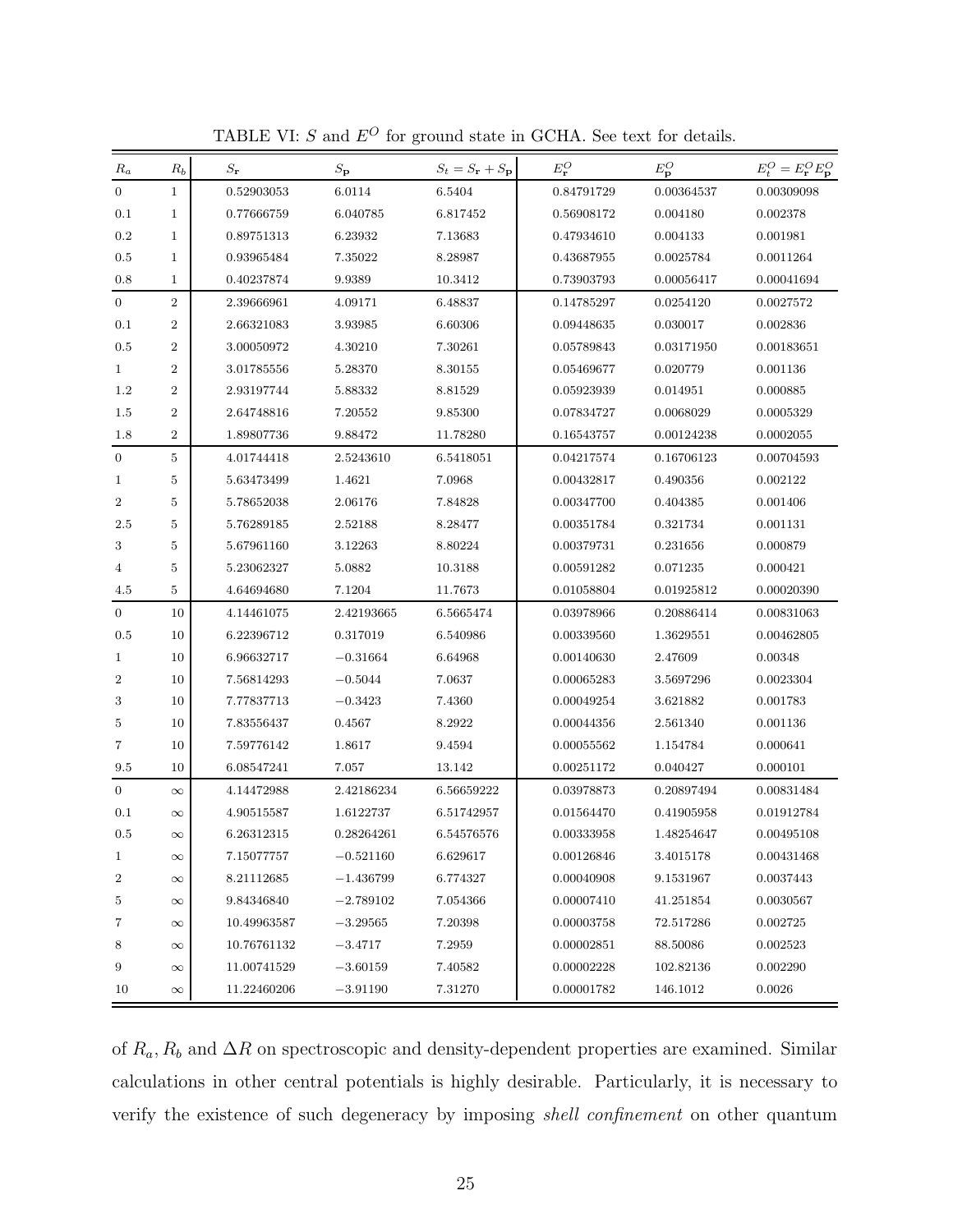TABLE VI: $S$ and $E^O$ for ground state in GCHA. See text for details.

| $R_a$ | $R_b$ | $S_{\mathbf{r}}$ | $S_{\mathbf{p}}$ | $S_t = S_{\mathbf{r}} + S_{\mathbf{p}}$ | $E^O_{\mathbf{r}}$ | $E^O_{\mathbf{p}}$ | $E^O_t = E^O_{\mathbf{r}} E^O_{\mathbf{p}}$ |
|---|---|---|---|---|---|---|---|
| 0 | 1 | 0.52903053 | 6.0114 | 6.5404 | 0.84791729 | 0.00364537 | 0.00309098 |
| 0.1 | 1 | 0.77666759 | 6.040785 | 6.817452 | 0.56908172 | 0.004180 | 0.002378 |
| 0.2 | 1 | 0.89751313 | 6.23932 | 7.13683 | 0.47934610 | 0.004133 | 0.001981 |
| 0.5 | 1 | 0.93965484 | 7.35022 | 8.28987 | 0.43687955 | 0.0025784 | 0.0011264 |
| 0.8 | 1 | 0.40237874 | 9.9389 | 10.3412 | 0.73903793 | 0.00056417 | 0.00041694 |
| 0 | 2 | 2.39666961 | 4.09171 | 6.48837 | 0.14785297 | 0.0254120 | 0.0027572 |
| 0.1 | 2 | 2.66321083 | 3.93985 | 6.60306 | 0.09448635 | 0.030017 | 0.002836 |
| 0.5 | 2 | 3.00050972 | 4.30210 | 7.30261 | 0.05789843 | 0.03171950 | 0.00183651 |
| 1 | 2 | 3.01785556 | 5.28370 | 8.30155 | 0.05469677 | 0.020779 | 0.001136 |
| 1.2 | 2 | 2.93197744 | 5.88332 | 8.81529 | 0.05923939 | 0.014951 | 0.000885 |
| 1.5 | 2 | 2.64748816 | 7.20552 | 9.85300 | 0.07834727 | 0.0068029 | 0.0005329 |
| 1.8 | 2 | 1.89807736 | 9.88472 | 11.78280 | 0.16543757 | 0.00124238 | 0.0002055 |
| 0 | 5 | 4.01744418 | 2.5243610 | 6.5418051 | 0.04217574 | 0.16706123 | 0.00704593 |
| 1 | 5 | 5.63473499 | 1.4621 | 7.0968 | 0.00432817 | 0.490356 | 0.002122 |
| 2 | 5 | 5.78652038 | 2.06176 | 7.84828 | 0.00347700 | 0.404385 | 0.001406 |
| 2.5 | 5 | 5.76289185 | 2.52188 | 8.28477 | 0.00351784 | 0.321734 | 0.001131 |
| 3 | 5 | 5.67961160 | 3.12263 | 8.80224 | 0.00379731 | 0.231656 | 0.000879 |
| 4 | 5 | 5.23062327 | 5.0882 | 10.3188 | 0.00591282 | 0.071235 | 0.000421 |
| 4.5 | 5 | 4.64694680 | 7.1204 | 11.7673 | 0.01058804 | 0.01925812 | 0.00020390 |
| 0 | 10 | 4.14461075 | 2.42193665 | 6.5665474 | 0.03978966 | 0.20886414 | 0.00831063 |
| 0.5 | 10 | 6.22396712 | 0.317019 | 6.540986 | 0.00339560 | 1.3629551 | 0.00462805 |
| 1 | 10 | 6.96632717 | −0.31664 | 6.64968 | 0.00140630 | 2.47609 | 0.00348 |
| 2 | 10 | 7.56814293 | −0.5044 | 7.0637 | 0.00065283 | 3.5697296 | 0.0023304 |
| 3 | 10 | 7.77837713 | −0.3423 | 7.4360 | 0.00049254 | 3.621882 | 0.001783 |
| 5 | 10 | 7.83556437 | 0.4567 | 8.2922 | 0.00044356 | 2.561340 | 0.001136 |
| 7 | 10 | 7.59776142 | 1.8617 | 9.4594 | 0.00055562 | 1.154784 | 0.000641 |
| 9.5 | 10 | 6.08547241 | 7.057 | 13.142 | 0.00251172 | 0.040427 | 0.000101 |
| 0 | $\infty$ | 4.14472988 | 2.42186234 | 6.56659222 | 0.03978873 | 0.20897494 | 0.00831484 |
| 0.1 | $\infty$ | 4.90515587 | 1.6122737 | 6.51742957 | 0.01564470 | 0.41905958 | 0.01912784 |
| 0.5 | $\infty$ | 6.26312315 | 0.28264261 | 6.54576576 | 0.00333958 | 1.48254647 | 0.00495108 |
| 1 | $\infty$ | 7.15077757 | −0.521160 | 6.629617 | 0.00126846 | 3.4015178 | 0.00431468 |
| 2 | $\infty$ | 8.21112685 | −1.436799 | 6.774327 | 0.00040908 | 9.1531967 | 0.0037443 |
| 5 | $\infty$ | 9.84346840 | −2.789102 | 7.054366 | 0.00007410 | 41.251854 | 0.0030567 |
| 7 | $\infty$ | 10.49963587 | −3.29565 | 7.20398 | 0.00003758 | 72.517286 | 0.002725 |
| 8 | $\infty$ | 10.76761132 | −3.4717 | 7.2959 | 0.00002851 | 88.50086 | 0.002523 |
| 9 | $\infty$ | 11.00741529 | −3.60159 | 7.40582 | 0.00002228 | 102.82136 | 0.002290 |
| 10 | $\infty$ | 11.22460206 | −3.91190 | 7.31270 | 0.00001782 | 146.1012 | 0.0026 |

of $R_a, R_b$ and $\Delta R$ on spectroscopic and density-dependent properties are examined. Similar calculations in other central potentials is highly desirable. Particularly, it is necessary to verify the existence of such degeneracy by imposing *shell confinement* on other quantum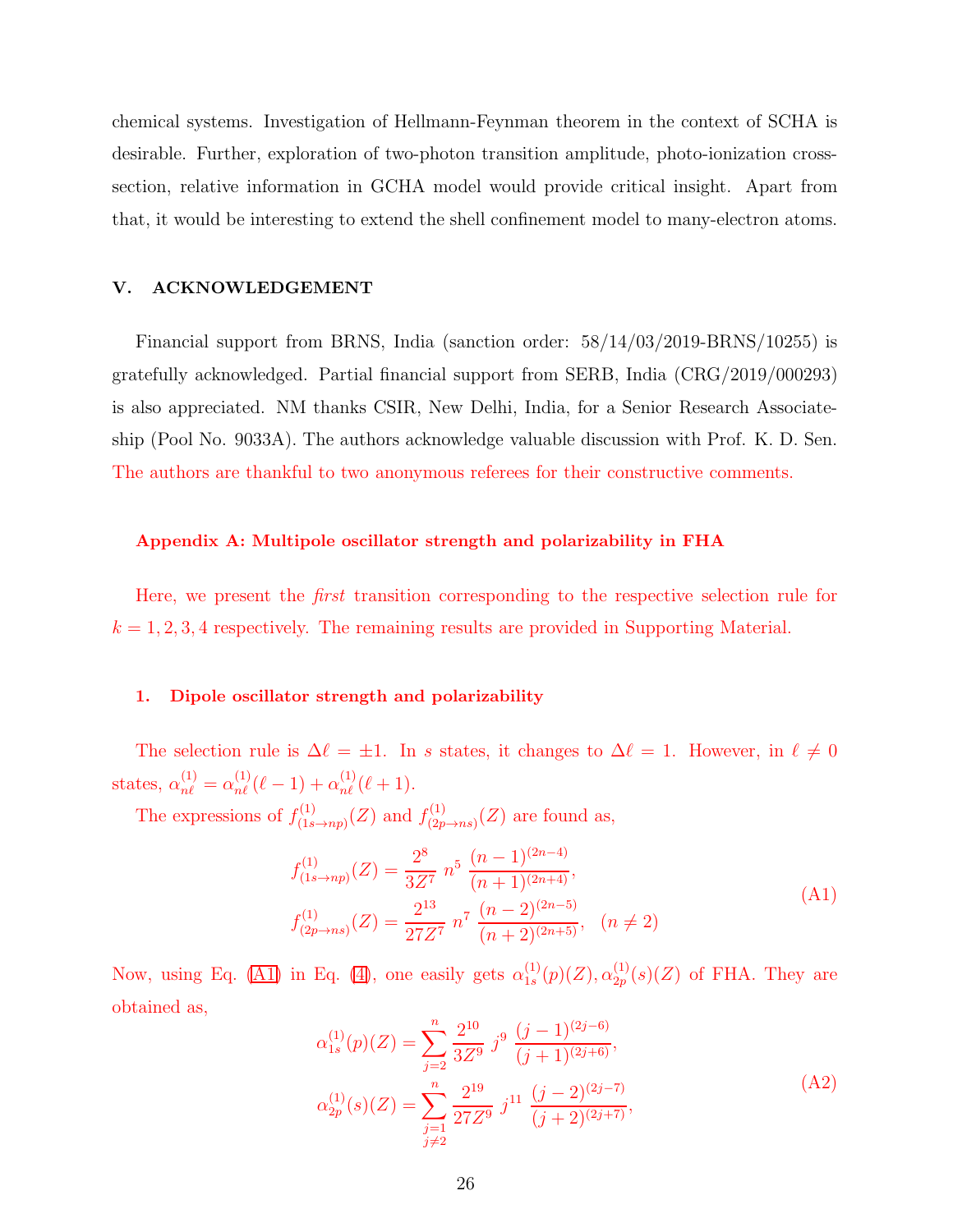chemical systems. Investigation of Hellmann-Feynman theorem in the context of SCHA is desirable. Further, exploration of two-photon transition amplitude, photo-ionization cross-section, relative information in GCHA model would provide critical insight. Apart from that, it would be interesting to extend the shell confinement model to many-electron atoms.

## V. ACKNOWLEDGEMENT

Financial support from BRNS, India (sanction order: 58/14/03/2019-BRNS/10255) is gratefully acknowledged. Partial financial support from SERB, India (CRG/2019/000293) is also appreciated. NM thanks CSIR, New Delhi, India, for a Senior Research Associateship (Pool No. 9033A). The authors acknowledge valuable discussion with Prof. K. D. Sen. The authors are thankful to two anonymous referees for their constructive comments.

## Appendix A: Multipole oscillator strength and polarizability in FHA

Here, we present the *first* transition corresponding to the respective selection rule for $k = 1, 2, 3, 4$ respectively. The remaining results are provided in Supporting Material.

### 1. Dipole oscillator strength and polarizability

The selection rule is $\Delta\ell = \pm 1$. In $s$ states, it changes to $\Delta\ell = 1$. However, in $\ell \neq 0$ states, $\alpha_{n\ell}^{(1)} = \alpha_{n\ell}^{(1)}(\ell-1) + \alpha_{n\ell}^{(1)}(\ell+1)$.

The expressions of $f_{(1s\rightarrow np)}^{(1)}(Z)$ and $f_{(2p\rightarrow ns)}^{(1)}(Z)$ are found as,

$$
\begin{aligned}
f_{(1s\rightarrow np)}^{(1)}(Z) &= \frac{2^8}{3Z^7}\, n^5 \, \frac{(n-1)^{(2n-4)}}{(n+1)^{(2n+4)}}, \\
f_{(2p\rightarrow ns)}^{(1)}(Z) &= \frac{2^{13}}{27Z^7}\, n^7 \, \frac{(n-2)^{(2n-5)}}{(n+2)^{(2n+5)}}, \quad (n \neq 2)
\end{aligned}
\tag{A1}
$$

Now, using Eq. (A1) in Eq. (4), one easily gets $\alpha_{1s}^{(1)}(p)(Z), \alpha_{2p}^{(1)}(s)(Z)$ of FHA. They are obtained as,

$$
\begin{aligned}
\alpha_{1s}^{(1)}(p)(Z) &= \sum_{j=2}^{n} \frac{2^{10}}{3Z^9}\, j^9 \, \frac{(j-1)^{(2j-6)}}{(j+1)^{(2j+6)}}, \\
\alpha_{2p}^{(1)}(s)(Z) &= \sum_{\substack{j=1 \\ j\neq 2}}^{n} \frac{2^{19}}{27Z^9}\, j^{11} \, \frac{(j-2)^{(2j-7)}}{(j+2)^{(2j+7)}},
\end{aligned}
\tag{A2}
$$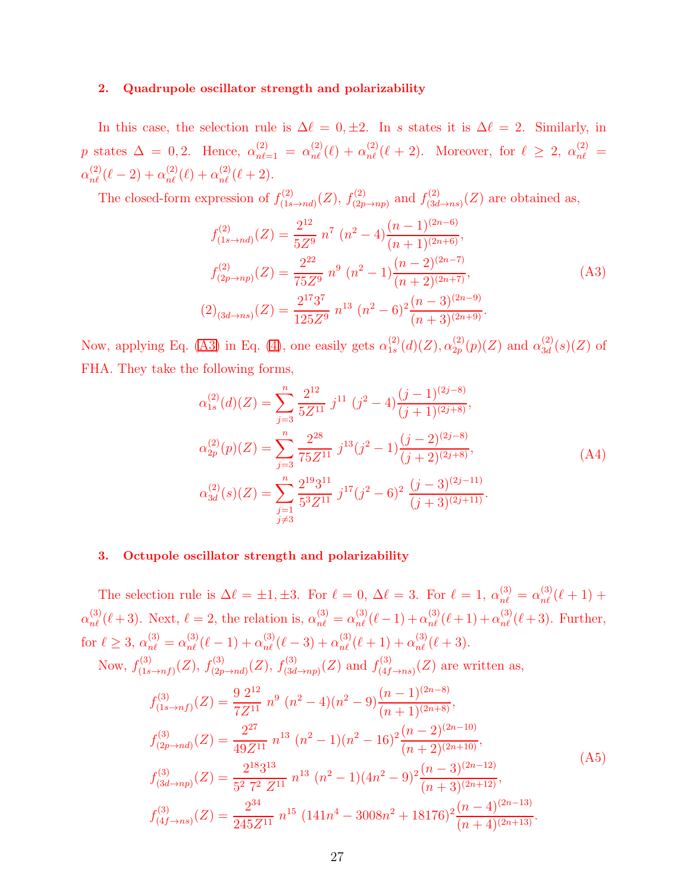### 2. Quadrupole oscillator strength and polarizability

In this case, the selection rule is $\Delta\ell = 0, \pm 2$. In $s$ states it is $\Delta\ell = 2$. Similarly, in $p$ states $\Delta = 0, 2$. Hence, $\alpha^{(2)}_{n\ell=1} = \alpha^{(2)}_{n\ell}(\ell) + \alpha^{(2)}_{n\ell}(\ell+2)$. Moreover, for $\ell \geq 2$, $\alpha^{(2)}_{n\ell} = \alpha^{(2)}_{n\ell}(\ell-2) + \alpha^{(2)}_{n\ell}(\ell) + \alpha^{(2)}_{n\ell}(\ell+2)$.

The closed-form expression of $f^{(2)}_{(1s\rightarrow nd)}(Z)$, $f^{(2)}_{(2p\rightarrow np)}$ and $f^{(2)}_{(3d\rightarrow ns)}(Z)$ are obtained as,

$$
\begin{aligned}
f^{(2)}_{(1s\rightarrow nd)}(Z) &= \frac{2^{12}}{5Z^9}\ n^7\ (n^2-4)\frac{(n-1)^{(2n-6)}}{(n+1)^{(2n+6)}}, \\
f^{(2)}_{(2p\rightarrow np)}(Z) &= \frac{2^{22}}{75Z^9}\ n^9\ (n^2-1)\frac{(n-2)^{(2n-7)}}{(n+2)^{(2n+7)}}, \\
(2)_{(3d\rightarrow ns)}(Z) &= \frac{2^{17}3^7}{125Z^9}\ n^{13}\ (n^2-6)^2\frac{(n-3)^{(2n-9)}}{(n+3)^{(2n+9)}}.
\end{aligned}
\tag{A3}
$$

Now, applying Eq. (A3) in Eq. (4), one easily gets $\alpha^{(2)}_{1s}(d)(Z), \alpha^{(2)}_{2p}(p)(Z)$ and $\alpha^{(2)}_{3d}(s)(Z)$ of FHA. They take the following forms,

$$
\begin{aligned}
\alpha^{(2)}_{1s}(d)(Z) &= \sum_{j=3}^{n} \frac{2^{12}}{5Z^{11}}\ j^{11}\ (j^2-4)\frac{(j-1)^{(2j-8)}}{(j+1)^{(2j+8)}}, \\
\alpha^{(2)}_{2p}(p)(Z) &= \sum_{j=3}^{n} \frac{2^{28}}{75Z^{11}}\ j^{13}(j^2-1)\frac{(j-2)^{(2j-8)}}{(j+2)^{(2j+8)}}, \\
\alpha^{(2)}_{3d}(s)(Z) &= \sum_{\substack{j=1 \\ j\neq 3}}^{n} \frac{2^{19}3^{11}}{5^3Z^{11}}\ j^{17}(j^2-6)^2\ \frac{(j-3)^{(2j-11)}}{(j+3)^{(2j+11)}}.
\end{aligned}
\tag{A4}
$$

### 3. Octupole oscillator strength and polarizability

The selection rule is $\Delta\ell = \pm 1, \pm 3$. For $\ell = 0$, $\Delta\ell = 3$. For $\ell = 1$, $\alpha^{(3)}_{n\ell} = \alpha^{(3)}_{n\ell}(\ell+1) + \alpha^{(3)}_{n\ell}(\ell+3)$. Next, $\ell = 2$, the relation is, $\alpha^{(3)}_{n\ell} = \alpha^{(3)}_{n\ell}(\ell-1) + \alpha^{(3)}_{n\ell}(\ell+1) + \alpha^{(3)}_{n\ell}(\ell+3)$. Further, for $\ell \geq 3$, $\alpha^{(3)}_{n\ell} = \alpha^{(3)}_{n\ell}(\ell-1) + \alpha^{(3)}_{n\ell}(\ell-3) + \alpha^{(3)}_{n\ell}(\ell+1) + \alpha^{(3)}_{n\ell}(\ell+3)$.

Now, $f^{(3)}_{(1s\rightarrow nf)}(Z)$, $f^{(3)}_{(2p\rightarrow nd)}(Z)$, $f^{(3)}_{(3d\rightarrow np)}(Z)$ and $f^{(3)}_{(4f\rightarrow ns)}(Z)$ are written as,

$$
\begin{aligned}
f^{(3)}_{(1s\rightarrow nf)}(Z) &= \frac{9\ 2^{12}}{7Z^{11}}\ n^9\ (n^2-4)(n^2-9)\frac{(n-1)^{(2n-8)}}{(n+1)^{(2n+8)}}, \\
f^{(3)}_{(2p\rightarrow nd)}(Z) &= \frac{2^{27}}{49Z^{11}}\ n^{13}\ (n^2-1)(n^2-16)^2\frac{(n-2)^{(2n-10)}}{(n+2)^{(2n+10)}}, \\
f^{(3)}_{(3d\rightarrow np)}(Z) &= \frac{2^{18}3^{13}}{5^2\ 7^2\ Z^{11}}\ n^{13}\ (n^2-1)(4n^2-9)^2\frac{(n-3)^{(2n-12)}}{(n+3)^{(2n+12)}}, \\
f^{(3)}_{(4f\rightarrow ns)}(Z) &= \frac{2^{34}}{245Z^{11}}\ n^{15}\ (141n^4-3008n^2+18176)^2\frac{(n-4)^{(2n-13)}}{(n+4)^{(2n+13)}}.
\end{aligned}
\tag{A5}
$$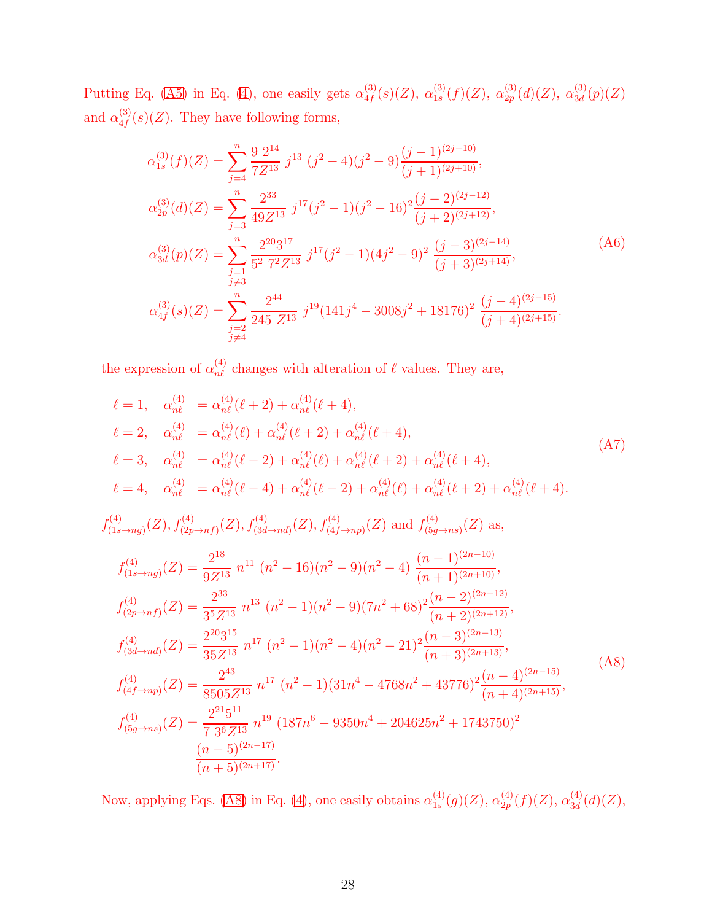Putting Eq. (A5) in Eq. (4), one easily gets $\alpha_{4f}^{(3)}(s)(Z)$, $\alpha_{1s}^{(3)}(f)(Z)$, $\alpha_{2p}^{(3)}(d)(Z)$, $\alpha_{3d}^{(3)}(p)(Z)$ and $\alpha_{4f}^{(3)}(s)(Z)$. They have following forms,

$$
\begin{aligned}
\alpha_{1s}^{(3)}(f)(Z) &= \sum_{j=4}^{n} \frac{9\ 2^{14}}{7Z^{13}}\ j^{13}\ (j^2-4)(j^2-9)\frac{(j-1)^{(2j-10)}}{(j+1)^{(2j+10)}}, \\
\alpha_{2p}^{(3)}(d)(Z) &= \sum_{j=3}^{n} \frac{2^{33}}{49Z^{13}}\ j^{17}(j^2-1)(j^2-16)^2\frac{(j-2)^{(2j-12)}}{(j+2)^{(2j+12)}}, \\
\alpha_{3d}^{(3)}(p)(Z) &= \sum_{\substack{j=1\\ j\neq 3}}^{n} \frac{2^{20}3^{17}}{5^2\ 7^2 Z^{13}}\ j^{17}(j^2-1)(4j^2-9)^2\ \frac{(j-3)^{(2j-14)}}{(j+3)^{(2j+14)}}, \\
\alpha_{4f}^{(3)}(s)(Z) &= \sum_{\substack{j=2\\ j\neq 4}}^{n} \frac{2^{44}}{245\ Z^{13}}\ j^{19}(141j^4-3008j^2+18176)^2\ \frac{(j-4)^{(2j-15)}}{(j+4)^{(2j+15)}}.
\end{aligned}
\tag{A6}
$$

the expression of $\alpha_{n\ell}^{(4)}$ changes with alteration of $\ell$ values. They are,

$$
\begin{aligned}
\ell=1,\quad \alpha_{n\ell}^{(4)} &= \alpha_{n\ell}^{(4)}(\ell+2)+\alpha_{n\ell}^{(4)}(\ell+4), \\
\ell=2,\quad \alpha_{n\ell}^{(4)} &= \alpha_{n\ell}^{(4)}(\ell)+\alpha_{n\ell}^{(4)}(\ell+2)+\alpha_{n\ell}^{(4)}(\ell+4), \\
\ell=3,\quad \alpha_{n\ell}^{(4)} &= \alpha_{n\ell}^{(4)}(\ell-2)+\alpha_{n\ell}^{(4)}(\ell)+\alpha_{n\ell}^{(4)}(\ell+2)+\alpha_{n\ell}^{(4)}(\ell+4), \\
\ell=4,\quad \alpha_{n\ell}^{(4)} &= \alpha_{n\ell}^{(4)}(\ell-4)+\alpha_{n\ell}^{(4)}(\ell-2)+\alpha_{n\ell}^{(4)}(\ell)+\alpha_{n\ell}^{(4)}(\ell+2)+\alpha_{n\ell}^{(4)}(\ell+4).
\end{aligned}
\tag{A7}
$$

$f_{(1s\to ng)}^{(4)}(Z), f_{(2p\to nf)}^{(4)}(Z), f_{(3d\to nd)}^{(4)}(Z), f_{(4f\to np)}^{(4)}(Z)$ and $f_{(5g\to ns)}^{(4)}(Z)$ as,

$$
\begin{aligned}
f_{(1s\to ng)}^{(4)}(Z) &= \frac{2^{18}}{9Z^{13}}\ n^{11}\ (n^2-16)(n^2-9)(n^2-4)\ \frac{(n-1)^{(2n-10)}}{(n+1)^{(2n+10)}}, \\
f_{(2p\to nf)}^{(4)}(Z) &= \frac{2^{33}}{3^5 Z^{13}}\ n^{13}\ (n^2-1)(n^2-9)(7n^2+68)^2\frac{(n-2)^{(2n-12)}}{(n+2)^{(2n+12)}}, \\
f_{(3d\to nd)}^{(4)}(Z) &= \frac{2^{20}3^{15}}{35Z^{13}}\ n^{17}\ (n^2-1)(n^2-4)(n^2-21)^2\frac{(n-3)^{(2n-13)}}{(n+3)^{(2n+13)}}, \\
f_{(4f\to np)}^{(4)}(Z) &= \frac{2^{43}}{8505Z^{13}}\ n^{17}\ (n^2-1)(31n^4-4768n^2+43776)^2\frac{(n-4)^{(2n-15)}}{(n+4)^{(2n+15)}}, \\
f_{(5g\to ns)}^{(4)}(Z) &= \frac{2^{21}5^{11}}{7\ 3^6 Z^{13}}\ n^{19}\ (187n^6-9350n^4+204625n^2+1743750)^2 \\
&\quad \frac{(n-5)^{(2n-17)}}{(n+5)^{(2n+17)}}.
\end{aligned}
\tag{A8}
$$

Now, applying Eqs. (A8) in Eq. (4), one easily obtains $\alpha_{1s}^{(4)}(g)(Z)$, $\alpha_{2p}^{(4)}(f)(Z)$, $\alpha_{3d}^{(4)}(d)(Z)$,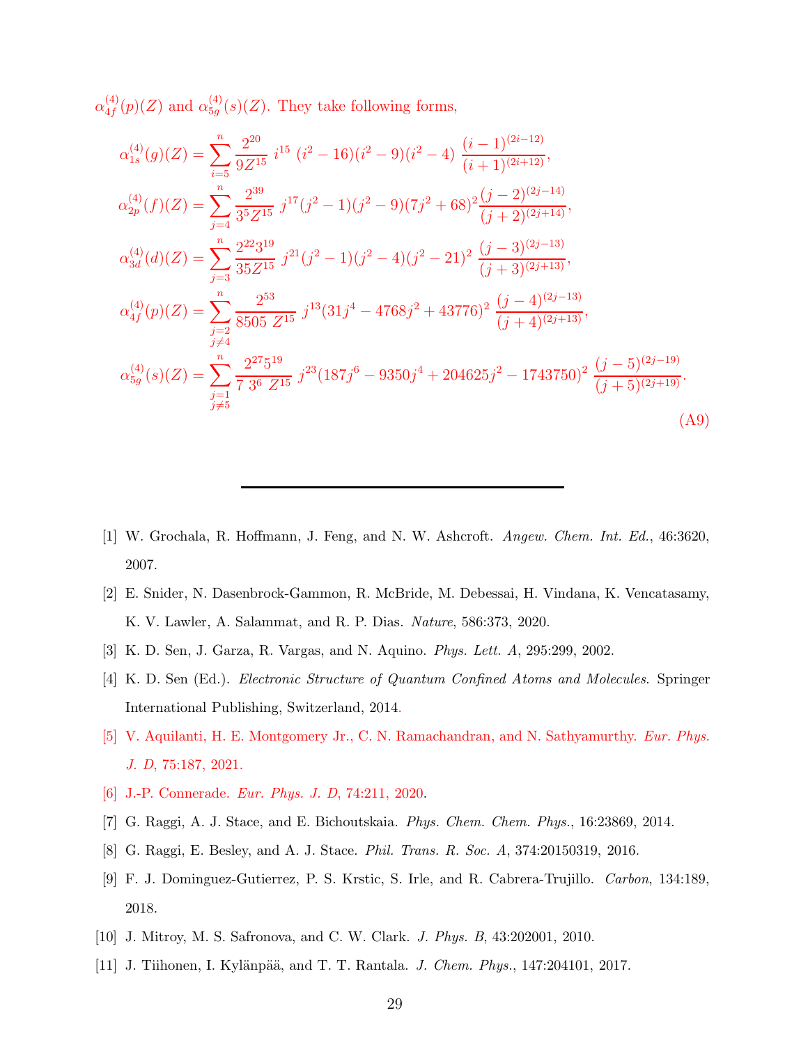$\alpha_{4f}^{(4)}(p)(Z)$ and $\alpha_{5g}^{(4)}(s)(Z)$. They take following forms,

$$
\begin{aligned}
\alpha_{1s}^{(4)}(g)(Z) &= \sum_{i=5}^{n} \frac{2^{20}}{9Z^{15}}\; i^{15}\; (i^2-16)(i^2-9)(i^2-4)\; \frac{(i-1)^{(2i-12)}}{(i+1)^{(2i+12)}}, \\
\alpha_{2p}^{(4)}(f)(Z) &= \sum_{j=4}^{n} \frac{2^{39}}{3^5 Z^{15}}\; j^{17}(j^2-1)(j^2-9)(7j^2+68)^2 \frac{(j-2)^{(2j-14)}}{(j+2)^{(2j+14)}}, \\
\alpha_{3d}^{(4)}(d)(Z) &= \sum_{j=3}^{n} \frac{2^{22}3^{19}}{35 Z^{15}}\; j^{21}(j^2-1)(j^2-4)(j^2-21)^2\; \frac{(j-3)^{(2j-13)}}{(j+3)^{(2j+13)}}, \\
\alpha_{4f}^{(4)}(p)(Z) &= \sum_{\substack{j=2 \\ j\neq 4}}^{n} \frac{2^{53}}{8505\; Z^{15}}\; j^{13}(31j^4-4768j^2+43776)^2\; \frac{(j-4)^{(2j-13)}}{(j+4)^{(2j+13)}}, \\
\alpha_{5g}^{(4)}(s)(Z) &= \sum_{\substack{j=1 \\ j\neq 5}}^{n} \frac{2^{27}5^{19}}{7\; 3^6\; Z^{15}}\; j^{23}(187j^6-9350j^4+204625j^2-1743750)^2\; \frac{(j-5)^{(2j-19)}}{(j+5)^{(2j+19)}}.
\end{aligned}
\tag{A9}
$$

---

[1] W. Grochala, R. Hoffmann, J. Feng, and N. W. Ashcroft. *Angew. Chem. Int. Ed.*, 46:3620, 2007.

[2] E. Snider, N. Dasenbrock-Gammon, R. McBride, M. Debessai, H. Vindana, K. Vencatasamy, K. V. Lawler, A. Salammat, and R. P. Dias. *Nature*, 586:373, 2020.

[3] K. D. Sen, J. Garza, R. Vargas, and N. Aquino. *Phys. Lett. A*, 295:299, 2002.

[4] K. D. Sen (Ed.). *Electronic Structure of Quantum Confined Atoms and Molecules*. Springer International Publishing, Switzerland, 2014.

[5] V. Aquilanti, H. E. Montgomery Jr., C. N. Ramachandran, and N. Sathyamurthy. *Eur. Phys. J. D*, 75:187, 2021.

[6] J.-P. Connerade. *Eur. Phys. J. D*, 74:211, 2020.

[7] G. Raggi, A. J. Stace, and E. Bichoutskaia. *Phys. Chem. Chem. Phys.*, 16:23869, 2014.

[8] G. Raggi, E. Besley, and A. J. Stace. *Phil. Trans. R. Soc. A*, 374:20150319, 2016.

[9] F. J. Dominguez-Gutierrez, P. S. Krstic, S. Irle, and R. Cabrera-Trujillo. *Carbon*, 134:189, 2018.

[10] J. Mitroy, M. S. Safronova, and C. W. Clark. *J. Phys. B*, 43:202001, 2010.

[11] J. Tiihonen, I. Kylänpää, and T. T. Rantala. *J. Chem. Phys.*, 147:204101, 2017.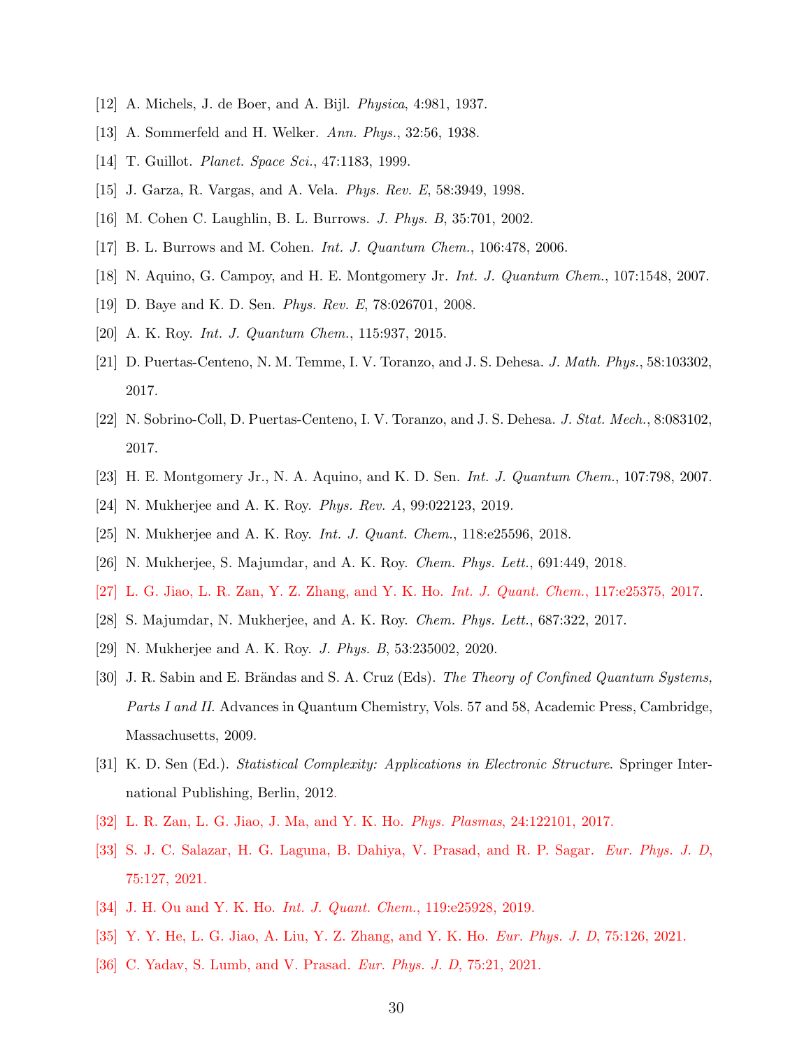[12] A. Michels, J. de Boer, and A. Bijl. *Physica*, 4:981, 1937.

[13] A. Sommerfeld and H. Welker. *Ann. Phys.*, 32:56, 1938.

[14] T. Guillot. *Planet. Space Sci.*, 47:1183, 1999.

[15] J. Garza, R. Vargas, and A. Vela. *Phys. Rev. E*, 58:3949, 1998.

[16] M. Cohen C. Laughlin, B. L. Burrows. *J. Phys. B*, 35:701, 2002.

[17] B. L. Burrows and M. Cohen. *Int. J. Quantum Chem.*, 106:478, 2006.

[18] N. Aquino, G. Campoy, and H. E. Montgomery Jr. *Int. J. Quantum Chem.*, 107:1548, 2007.

[19] D. Baye and K. D. Sen. *Phys. Rev. E*, 78:026701, 2008.

[20] A. K. Roy. *Int. J. Quantum Chem.*, 115:937, 2015.

[21] D. Puertas-Centeno, N. M. Temme, I. V. Toranzo, and J. S. Dehesa. *J. Math. Phys.*, 58:103302, 2017.

[22] N. Sobrino-Coll, D. Puertas-Centeno, I. V. Toranzo, and J. S. Dehesa. *J. Stat. Mech.*, 8:083102, 2017.

[23] H. E. Montgomery Jr., N. A. Aquino, and K. D. Sen. *Int. J. Quantum Chem.*, 107:798, 2007.

[24] N. Mukherjee and A. K. Roy. *Phys. Rev. A*, 99:022123, 2019.

[25] N. Mukherjee and A. K. Roy. *Int. J. Quant. Chem.*, 118:e25596, 2018.

[26] N. Mukherjee, S. Majumdar, and A. K. Roy. *Chem. Phys. Lett.*, 691:449, 2018.

[27] L. G. Jiao, L. R. Zan, Y. Z. Zhang, and Y. K. Ho. *Int. J. Quant. Chem.*, 117:e25375, 2017.

[28] S. Majumdar, N. Mukherjee, and A. K. Roy. *Chem. Phys. Lett.*, 687:322, 2017.

[29] N. Mukherjee and A. K. Roy. *J. Phys. B*, 53:235002, 2020.

[30] J. R. Sabin and E. Brändas and S. A. Cruz (Eds). *The Theory of Confined Quantum Systems, Parts I and II.* Advances in Quantum Chemistry, Vols. 57 and 58, Academic Press, Cambridge, Massachusetts, 2009.

[31] K. D. Sen (Ed.). *Statistical Complexity: Applications in Electronic Structure*. Springer International Publishing, Berlin, 2012.

[32] L. R. Zan, L. G. Jiao, J. Ma, and Y. K. Ho. *Phys. Plasmas*, 24:122101, 2017.

[33] S. J. C. Salazar, H. G. Laguna, B. Dahiya, V. Prasad, and R. P. Sagar. *Eur. Phys. J. D*, 75:127, 2021.

[34] J. H. Ou and Y. K. Ho. *Int. J. Quant. Chem.*, 119:e25928, 2019.

[35] Y. Y. He, L. G. Jiao, A. Liu, Y. Z. Zhang, and Y. K. Ho. *Eur. Phys. J. D*, 75:126, 2021.

[36] C. Yadav, S. Lumb, and V. Prasad. *Eur. Phys. J. D*, 75:21, 2021.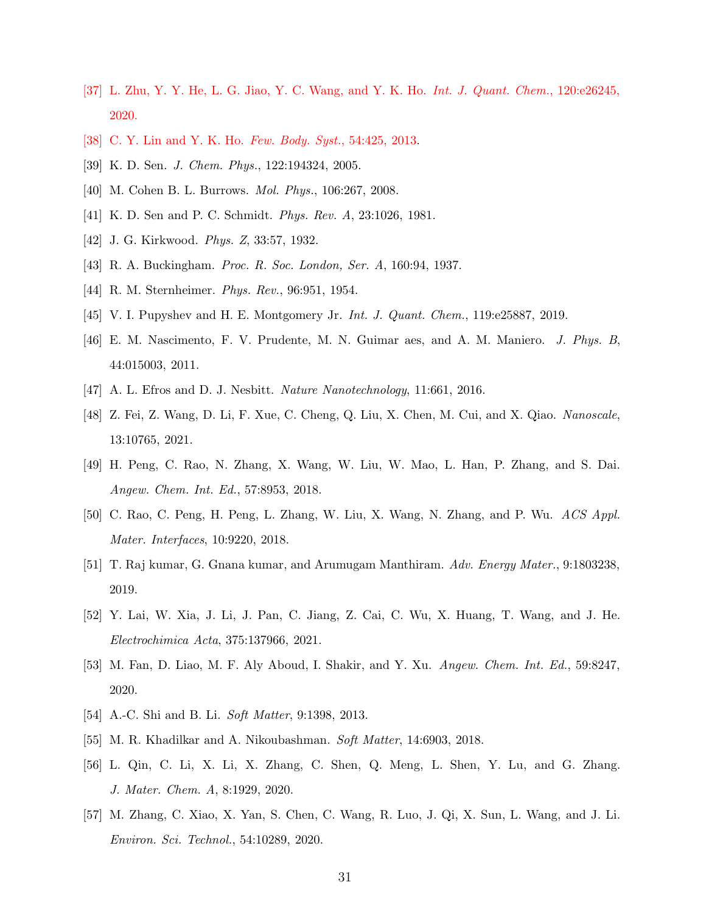[37] L. Zhu, Y. Y. He, L. G. Jiao, Y. C. Wang, and Y. K. Ho. *Int. J. Quant. Chem.*, 120:e26245, 2020.

[38] C. Y. Lin and Y. K. Ho. *Few. Body. Syst.*, 54:425, 2013.

[39] K. D. Sen. *J. Chem. Phys.*, 122:194324, 2005.

[40] M. Cohen B. L. Burrows. *Mol. Phys.*, 106:267, 2008.

[41] K. D. Sen and P. C. Schmidt. *Phys. Rev. A*, 23:1026, 1981.

[42] J. G. Kirkwood. *Phys. Z*, 33:57, 1932.

[43] R. A. Buckingham. *Proc. R. Soc. London, Ser. A*, 160:94, 1937.

[44] R. M. Sternheimer. *Phys. Rev.*, 96:951, 1954.

[45] V. I. Pupyshev and H. E. Montgomery Jr. *Int. J. Quant. Chem.*, 119:e25887, 2019.

[46] E. M. Nascimento, F. V. Prudente, M. N. Guimar aes, and A. M. Maniero. *J. Phys. B*, 44:015003, 2011.

[47] A. L. Efros and D. J. Nesbitt. *Nature Nanotechnology*, 11:661, 2016.

[48] Z. Fei, Z. Wang, D. Li, F. Xue, C. Cheng, Q. Liu, X. Chen, M. Cui, and X. Qiao. *Nanoscale*, 13:10765, 2021.

[49] H. Peng, C. Rao, N. Zhang, X. Wang, W. Liu, W. Mao, L. Han, P. Zhang, and S. Dai. *Angew. Chem. Int. Ed.*, 57:8953, 2018.

[50] C. Rao, C. Peng, H. Peng, L. Zhang, W. Liu, X. Wang, N. Zhang, and P. Wu. *ACS Appl. Mater. Interfaces*, 10:9220, 2018.

[51] T. Raj kumar, G. Gnana kumar, and Arumugam Manthiram. *Adv. Energy Mater.*, 9:1803238, 2019.

[52] Y. Lai, W. Xia, J. Li, J. Pan, C. Jiang, Z. Cai, C. Wu, X. Huang, T. Wang, and J. He. *Electrochimica Acta*, 375:137966, 2021.

[53] M. Fan, D. Liao, M. F. Aly Aboud, I. Shakir, and Y. Xu. *Angew. Chem. Int. Ed.*, 59:8247, 2020.

[54] A.-C. Shi and B. Li. *Soft Matter*, 9:1398, 2013.

[55] M. R. Khadilkar and A. Nikoubashman. *Soft Matter*, 14:6903, 2018.

[56] L. Qin, C. Li, X. Li, X. Zhang, C. Shen, Q. Meng, L. Shen, Y. Lu, and G. Zhang. *J. Mater. Chem. A*, 8:1929, 2020.

[57] M. Zhang, C. Xiao, X. Yan, S. Chen, C. Wang, R. Luo, J. Qi, X. Sun, L. Wang, and J. Li. *Environ. Sci. Technol.*, 54:10289, 2020.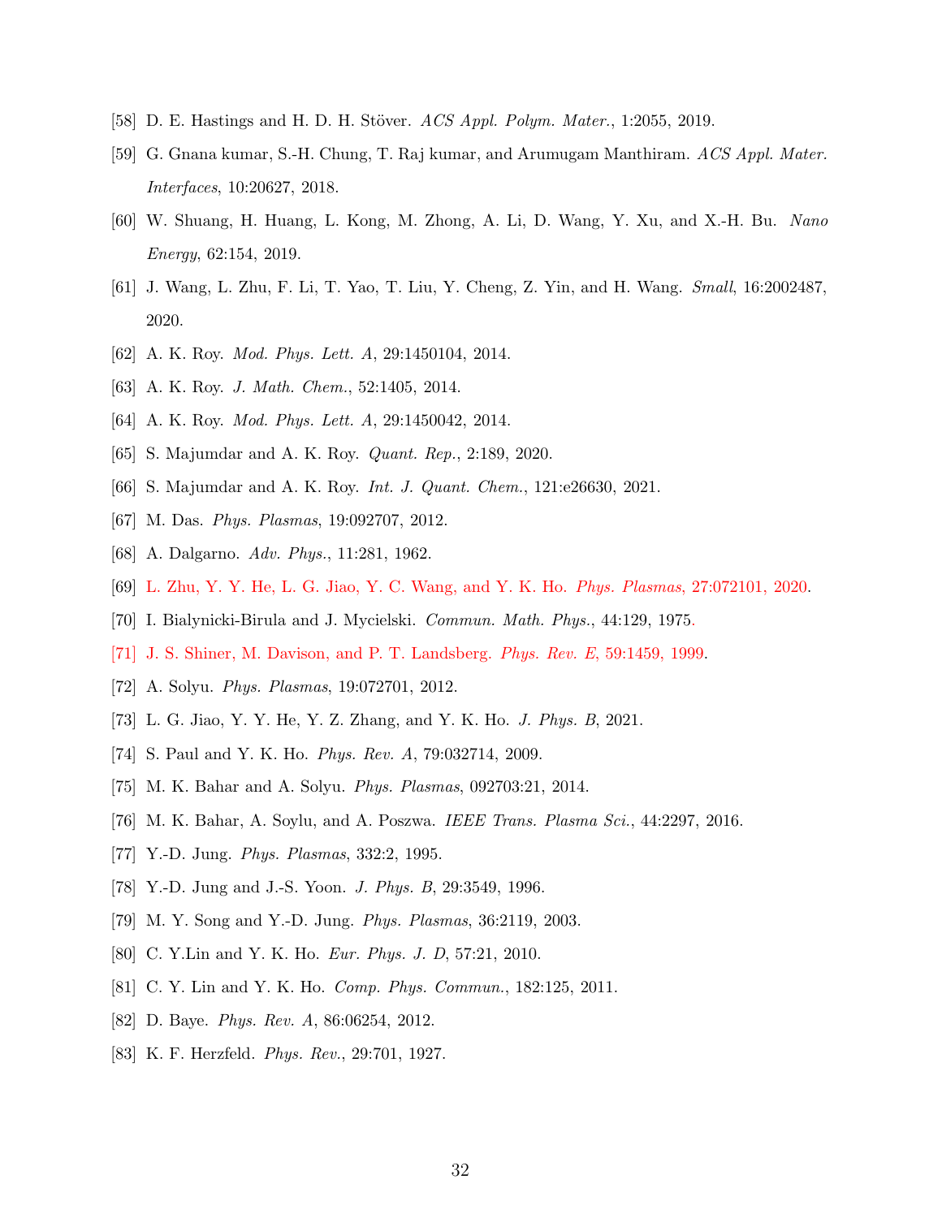[58] D. E. Hastings and H. D. H. Stöver. *ACS Appl. Polym. Mater.*, 1:2055, 2019.

[59] G. Gnana kumar, S.-H. Chung, T. Raj kumar, and Arumugam Manthiram. *ACS Appl. Mater. Interfaces*, 10:20627, 2018.

[60] W. Shuang, H. Huang, L. Kong, M. Zhong, A. Li, D. Wang, Y. Xu, and X.-H. Bu. *Nano Energy*, 62:154, 2019.

[61] J. Wang, L. Zhu, F. Li, T. Yao, T. Liu, Y. Cheng, Z. Yin, and H. Wang. *Small*, 16:2002487, 2020.

[62] A. K. Roy. *Mod. Phys. Lett. A*, 29:1450104, 2014.

[63] A. K. Roy. *J. Math. Chem.*, 52:1405, 2014.

[64] A. K. Roy. *Mod. Phys. Lett. A*, 29:1450042, 2014.

[65] S. Majumdar and A. K. Roy. *Quant. Rep.*, 2:189, 2020.

[66] S. Majumdar and A. K. Roy. *Int. J. Quant. Chem.*, 121:e26630, 2021.

[67] M. Das. *Phys. Plasmas*, 19:092707, 2012.

[68] A. Dalgarno. *Adv. Phys.*, 11:281, 1962.

[69] L. Zhu, Y. Y. He, L. G. Jiao, Y. C. Wang, and Y. K. Ho. *Phys. Plasmas*, 27:072101, 2020.

[70] I. Bialynicki-Birula and J. Mycielski. *Commun. Math. Phys.*, 44:129, 1975.

[71] J. S. Shiner, M. Davison, and P. T. Landsberg. *Phys. Rev. E*, 59:1459, 1999.

[72] A. Solyu. *Phys. Plasmas*, 19:072701, 2012.

[73] L. G. Jiao, Y. Y. He, Y. Z. Zhang, and Y. K. Ho. *J. Phys. B*, 2021.

[74] S. Paul and Y. K. Ho. *Phys. Rev. A*, 79:032714, 2009.

[75] M. K. Bahar and A. Solyu. *Phys. Plasmas*, 092703:21, 2014.

[76] M. K. Bahar, A. Soylu, and A. Poszwa. *IEEE Trans. Plasma Sci.*, 44:2297, 2016.

[77] Y.-D. Jung. *Phys. Plasmas*, 332:2, 1995.

[78] Y.-D. Jung and J.-S. Yoon. *J. Phys. B*, 29:3549, 1996.

[79] M. Y. Song and Y.-D. Jung. *Phys. Plasmas*, 36:2119, 2003.

[80] C. Y.Lin and Y. K. Ho. *Eur. Phys. J. D*, 57:21, 2010.

[81] C. Y. Lin and Y. K. Ho. *Comp. Phys. Commun.*, 182:125, 2011.

[82] D. Baye. *Phys. Rev. A*, 86:06254, 2012.

[83] K. F. Herzfeld. *Phys. Rev.*, 29:701, 1927.